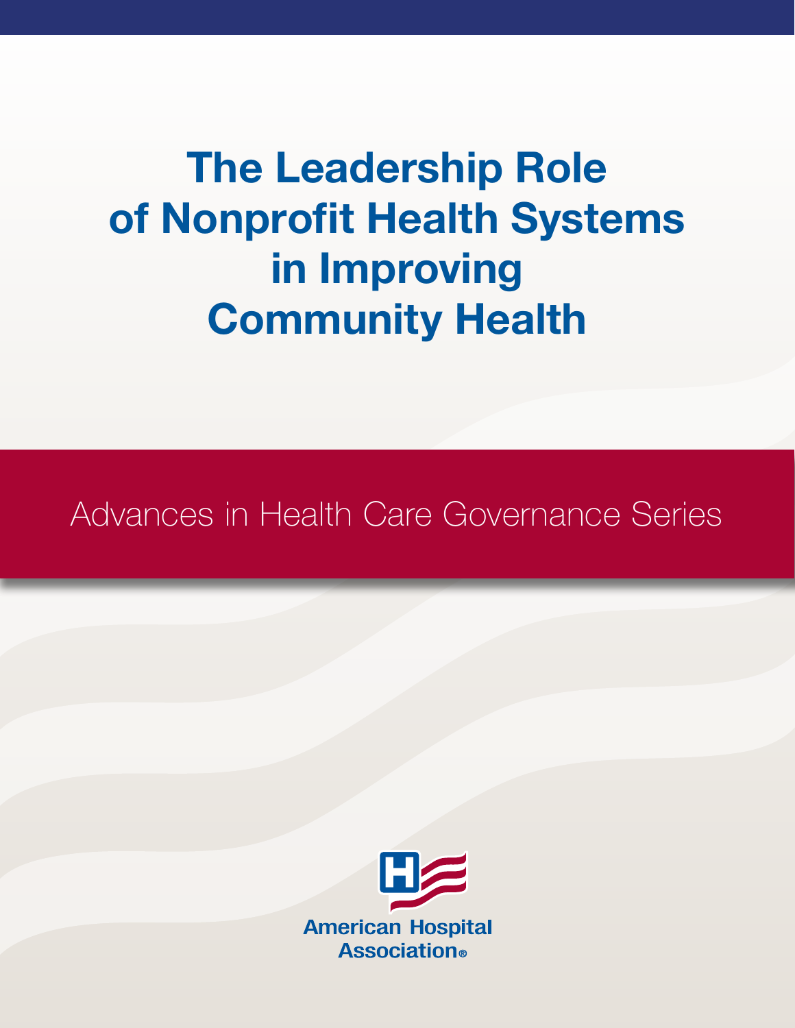# The Leadership Role of Nonprofit Health Systems in Improving Community Health

Advances in Health Care Governance Series

American Hospital Association®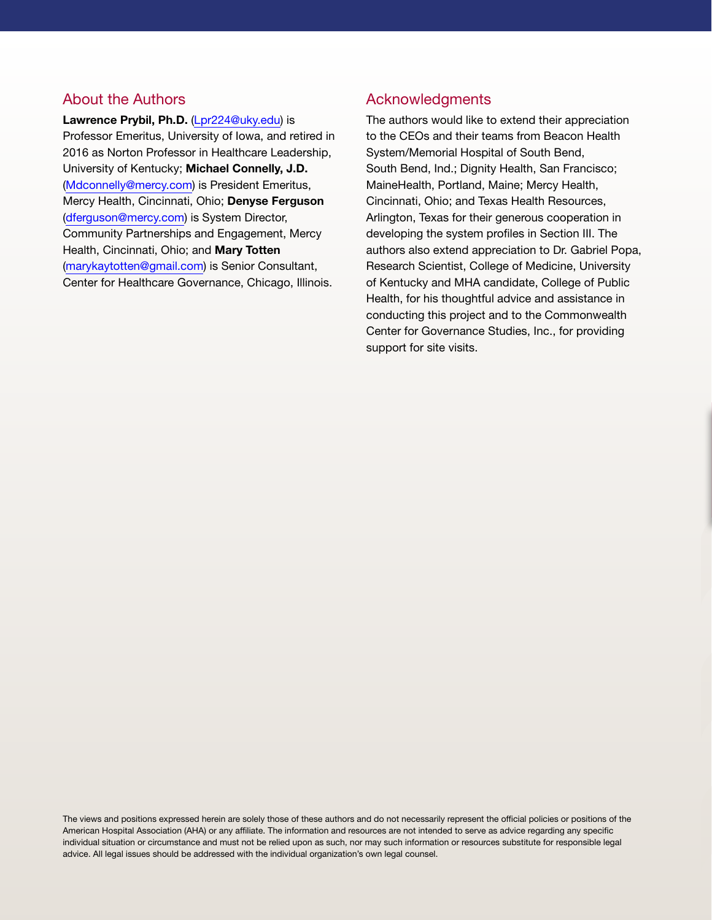## About the Authors

**Lawrence Prybil, Ph.D.** (Lpr224@uky.edu) is Professor Emeritus, University of Iowa, and retired in 2016 as Norton Professor in Healthcare Leadership, University of Kentucky; **Michael Connelly, J.D.** (Mdconnelly@mercy.com) is President Emeritus, Mercy Health, Cincinnati, Ohio; **Denyse Ferguson** (dferguson@mercy.com) is System Director, Community Partnerships and Engagement, Mercy Health, Cincinnati, Ohio; and **Mary Totten** (marykaytotten@gmail.com) is Senior Consultant, Center for Healthcare Governance, Chicago, Illinois.

## Acknowledgments

The authors would like to extend their appreciation to the CEOs and their teams from Beacon Health System/Memorial Hospital of South Bend, South Bend, Ind.; Dignity Health, San Francisco; MaineHealth, Portland, Maine; Mercy Health, Cincinnati, Ohio; and Texas Health Resources, Arlington, Texas for their generous cooperation in developing the system profiles in Section III. The authors also extend appreciation to Dr. Gabriel Popa, Research Scientist, College of Medicine, University of Kentucky and MHA candidate, College of Public Health, for his thoughtful advice and assistance in conducting this project and to the Commonwealth Center for Governance Studies, Inc., for providing support for site visits.

The views and positions expressed herein are solely those of these authors and do not necessarily represent the official policies or positions of the American Hospital Association (AHA) or any affiliate. The information and resources are not intended to serve as advice regarding any specific individual situation or circumstance and must not be relied upon as such, nor may such information or resources substitute for responsible legal advice. All legal issues should be addressed with the individual organization's own legal counsel.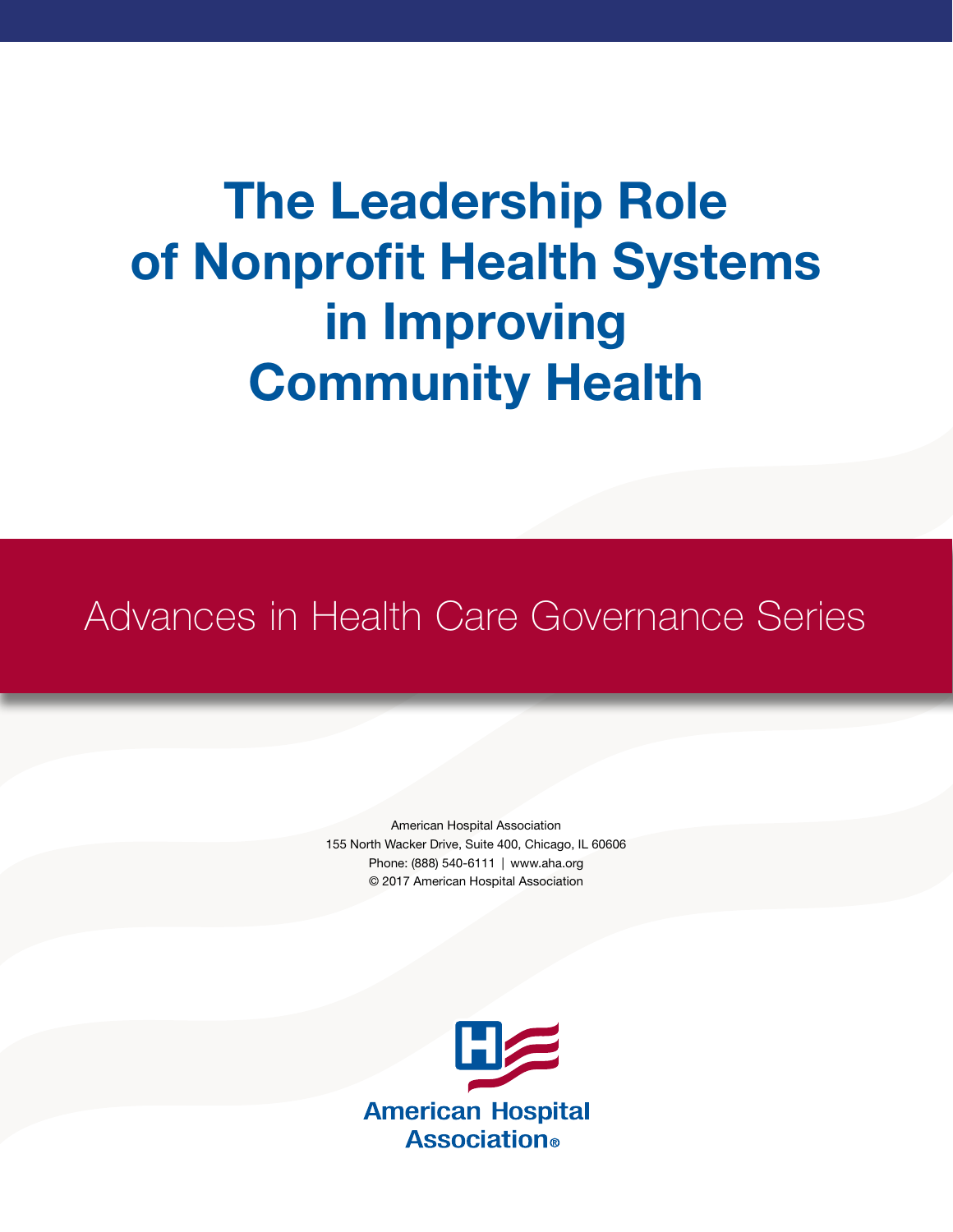# The Leadership Role of Nonprofit Health Systems in Improving Community Health

Advances in Health Care Governance Series

American Hospital Association
155 North Wacker Drive, Suite 400, Chicago, IL 60606
Phone: (888) 540-6111 | www.aha.org
© 2017 American Hospital Association

American Hospital Association®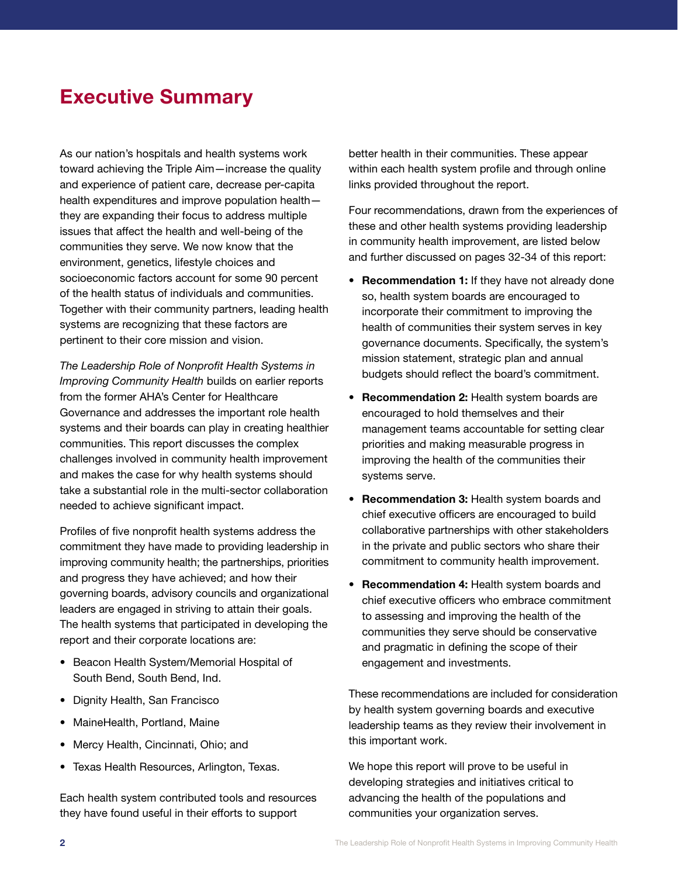# Executive Summary

As our nation's hospitals and health systems work toward achieving the Triple Aim—increase the quality and experience of patient care, decrease per-capita health expenditures and improve population health—they are expanding their focus to address multiple issues that affect the health and well-being of the communities they serve. We now know that the environment, genetics, lifestyle choices and socioeconomic factors account for some 90 percent of the health status of individuals and communities. Together with their community partners, leading health systems are recognizing that these factors are pertinent to their core mission and vision.

*The Leadership Role of Nonprofit Health Systems in Improving Community Health* builds on earlier reports from the former AHA's Center for Healthcare Governance and addresses the important role health systems and their boards can play in creating healthier communities. This report discusses the complex challenges involved in community health improvement and makes the case for why health systems should take a substantial role in the multi-sector collaboration needed to achieve significant impact.

Profiles of five nonprofit health systems address the commitment they have made to providing leadership in improving community health; the partnerships, priorities and progress they have achieved; and how their governing boards, advisory councils and organizational leaders are engaged in striving to attain their goals. The health systems that participated in developing the report and their corporate locations are:

- Beacon Health System/Memorial Hospital of South Bend, South Bend, Ind.
- Dignity Health, San Francisco
- MaineHealth, Portland, Maine
- Mercy Health, Cincinnati, Ohio; and
- Texas Health Resources, Arlington, Texas.

Each health system contributed tools and resources they have found useful in their efforts to support better health in their communities. These appear within each health system profile and through online links provided throughout the report.

Four recommendations, drawn from the experiences of these and other health systems providing leadership in community health improvement, are listed below and further discussed on pages 32-34 of this report:

- **Recommendation 1:** If they have not already done so, health system boards are encouraged to incorporate their commitment to improving the health of communities their system serves in key governance documents. Specifically, the system's mission statement, strategic plan and annual budgets should reflect the board's commitment.
- **Recommendation 2:** Health system boards are encouraged to hold themselves and their management teams accountable for setting clear priorities and making measurable progress in improving the health of the communities their systems serve.
- **Recommendation 3:** Health system boards and chief executive officers are encouraged to build collaborative partnerships with other stakeholders in the private and public sectors who share their commitment to community health improvement.
- **Recommendation 4:** Health system boards and chief executive officers who embrace commitment to assessing and improving the health of the communities they serve should be conservative and pragmatic in defining the scope of their engagement and investments.

These recommendations are included for consideration by health system governing boards and executive leadership teams as they review their involvement in this important work.

We hope this report will prove to be useful in developing strategies and initiatives critical to advancing the health of the populations and communities your organization serves.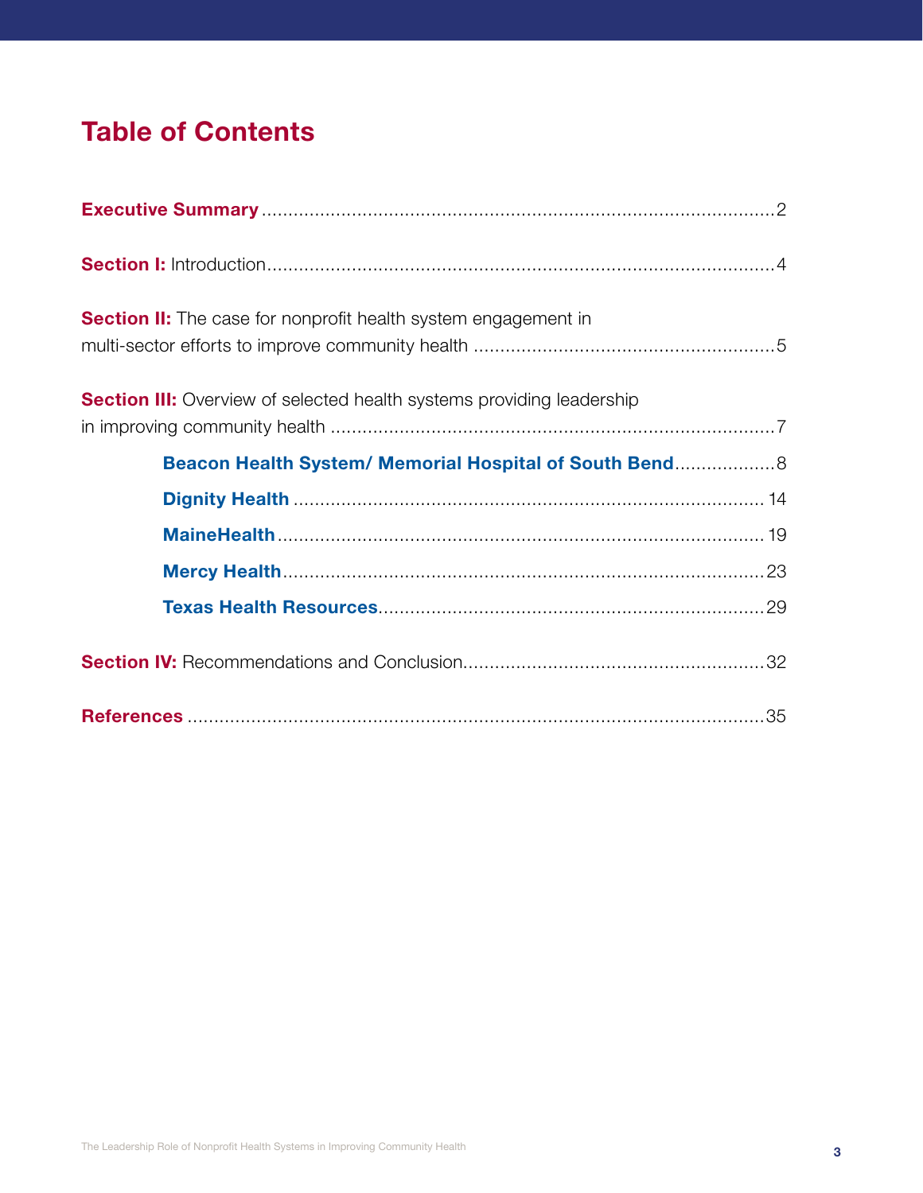# Table of Contents

**Executive Summary** ........................................................................................2

**Section I:** Introduction........................................................................................4

**Section II:** The case for nonprofit health system engagement in multi-sector efforts to improve community health .........................................................5

**Section III:** Overview of selected health systems providing leadership in improving community health ....................................................................................7

- **Beacon Health System/ Memorial Hospital of South Bend**...................8
- **Dignity Health** ........................................................................................ 14
- **MaineHealth**........................................................................................... 19
- **Mercy Health**..........................................................................................23
- **Texas Health Resources**.........................................................................29

**Section IV:** Recommendations and Conclusion.........................................................32

**References** ...........................................................................................................35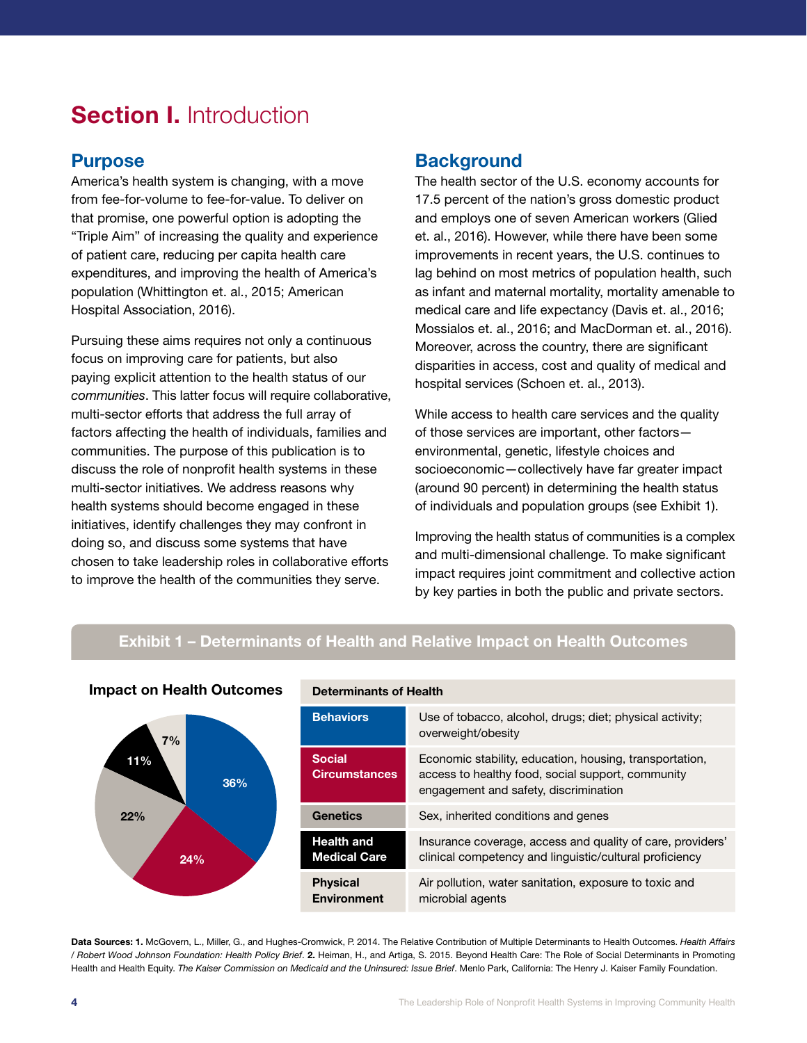# **Section I.** Introduction

## Purpose

America's health system is changing, with a move from fee-for-volume to fee-for-value. To deliver on that promise, one powerful option is adopting the "Triple Aim" of increasing the quality and experience of patient care, reducing per capita health care expenditures, and improving the health of America's population (Whittington et. al., 2015; American Hospital Association, 2016).

Pursuing these aims requires not only a continuous focus on improving care for patients, but also paying explicit attention to the health status of our *communities*. This latter focus will require collaborative, multi-sector efforts that address the full array of factors affecting the health of individuals, families and communities. The purpose of this publication is to discuss the role of nonprofit health systems in these multi-sector initiatives. We address reasons why health systems should become engaged in these initiatives, identify challenges they may confront in doing so, and discuss some systems that have chosen to take leadership roles in collaborative efforts to improve the health of the communities they serve.

## Background

The health sector of the U.S. economy accounts for 17.5 percent of the nation's gross domestic product and employs one of seven American workers (Glied et. al., 2016). However, while there have been some improvements in recent years, the U.S. continues to lag behind on most metrics of population health, such as infant and maternal mortality, mortality amenable to medical care and life expectancy (Davis et. al., 2016; Mossialos et. al., 2016; and MacDorman et. al., 2016). Moreover, across the country, there are significant disparities in access, cost and quality of medical and hospital services (Schoen et. al., 2013).

While access to health care services and the quality of those services are important, other factors—environmental, genetic, lifestyle choices and socioeconomic—collectively have far greater impact (around 90 percent) in determining the health status of individuals and population groups (see Exhibit 1).

Improving the health status of communities is a complex and multi-dimensional challenge. To make significant impact requires joint commitment and collective action by key parties in both the public and private sectors.

### Exhibit 1 – Determinants of Health and Relative Impact on Health Outcomes

**Impact on Health Outcomes**

| Determinant | Impact |
|---|---|
| Behaviors | 36% |
| Social Circumstances | 24% |
| Genetics | 22% |
| Health and Medical Care | 11% |
| Physical Environment | 7% |

| Determinants of Health | |
|---|---|
| **Behaviors** | Use of tobacco, alcohol, drugs; diet; physical activity; overweight/obesity |
| **Social Circumstances** | Economic stability, education, housing, transportation, access to healthy food, social support, community engagement and safety, discrimination |
| **Genetics** | Sex, inherited conditions and genes |
| **Health and Medical Care** | Insurance coverage, access and quality of care, providers' clinical competency and linguistic/cultural proficiency |
| **Physical Environment** | Air pollution, water sanitation, exposure to toxic and microbial agents |

**Data Sources: 1.** McGovern, L., Miller, G., and Hughes-Cromwick, P. 2014. The Relative Contribution of Multiple Determinants to Health Outcomes. *Health Affairs / Robert Wood Johnson Foundation: Health Policy Brief*. **2.** Heiman, H., and Artiga, S. 2015. Beyond Health Care: The Role of Social Determinants in Promoting Health and Health Equity. *The Kaiser Commission on Medicaid and the Uninsured: Issue Brief*. Menlo Park, California: The Henry J. Kaiser Family Foundation.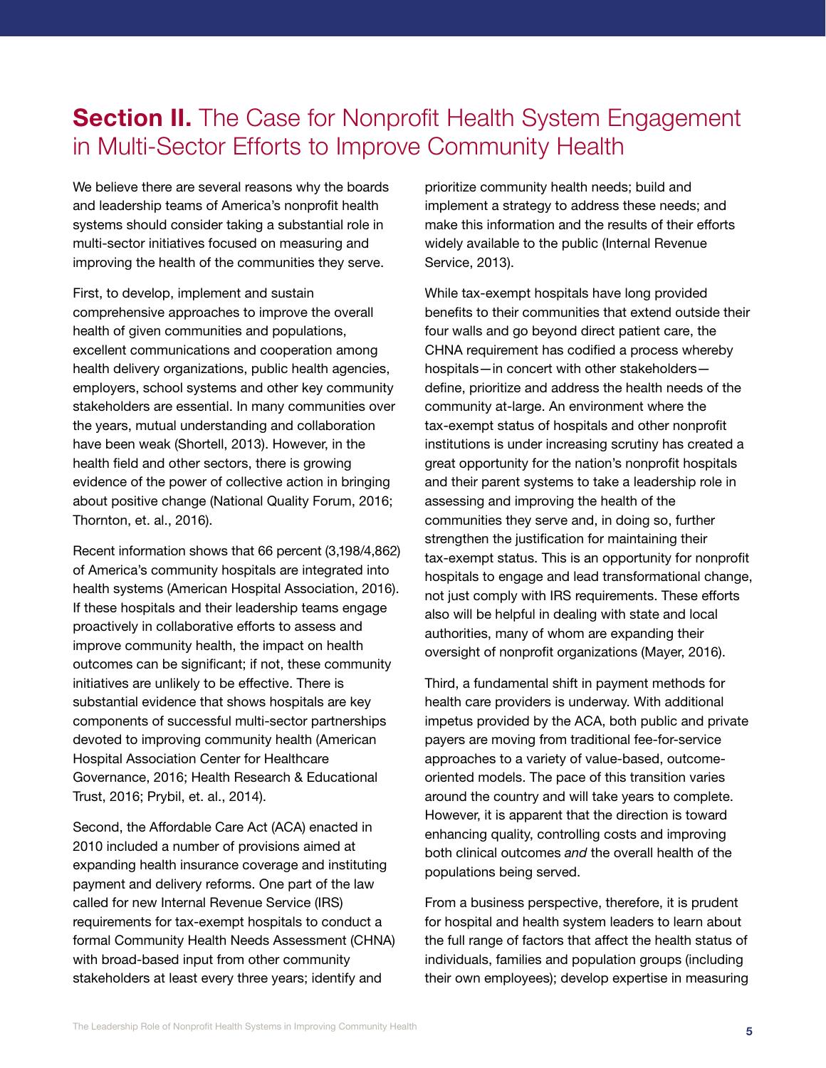## **Section II.** The Case for Nonprofit Health System Engagement in Multi-Sector Efforts to Improve Community Health

We believe there are several reasons why the boards and leadership teams of America's nonprofit health systems should consider taking a substantial role in multi-sector initiatives focused on measuring and improving the health of the communities they serve.

First, to develop, implement and sustain comprehensive approaches to improve the overall health of given communities and populations, excellent communications and cooperation among health delivery organizations, public health agencies, employers, school systems and other key community stakeholders are essential. In many communities over the years, mutual understanding and collaboration have been weak (Shortell, 2013). However, in the health field and other sectors, there is growing evidence of the power of collective action in bringing about positive change (National Quality Forum, 2016; Thornton, et. al., 2016).

Recent information shows that 66 percent (3,198/4,862) of America's community hospitals are integrated into health systems (American Hospital Association, 2016). If these hospitals and their leadership teams engage proactively in collaborative efforts to assess and improve community health, the impact on health outcomes can be significant; if not, these community initiatives are unlikely to be effective. There is substantial evidence that shows hospitals are key components of successful multi-sector partnerships devoted to improving community health (American Hospital Association Center for Healthcare Governance, 2016; Health Research & Educational Trust, 2016; Prybil, et. al., 2014).

Second, the Affordable Care Act (ACA) enacted in 2010 included a number of provisions aimed at expanding health insurance coverage and instituting payment and delivery reforms. One part of the law called for new Internal Revenue Service (IRS) requirements for tax-exempt hospitals to conduct a formal Community Health Needs Assessment (CHNA) with broad-based input from other community stakeholders at least every three years; identify and prioritize community health needs; build and implement a strategy to address these needs; and make this information and the results of their efforts widely available to the public (Internal Revenue Service, 2013).

While tax-exempt hospitals have long provided benefits to their communities that extend outside their four walls and go beyond direct patient care, the CHNA requirement has codified a process whereby hospitals—in concert with other stakeholders—define, prioritize and address the health needs of the community at-large. An environment where the tax-exempt status of hospitals and other nonprofit institutions is under increasing scrutiny has created a great opportunity for the nation's nonprofit hospitals and their parent systems to take a leadership role in assessing and improving the health of the communities they serve and, in doing so, further strengthen the justification for maintaining their tax-exempt status. This is an opportunity for nonprofit hospitals to engage and lead transformational change, not just comply with IRS requirements. These efforts also will be helpful in dealing with state and local authorities, many of whom are expanding their oversight of nonprofit organizations (Mayer, 2016).

Third, a fundamental shift in payment methods for health care providers is underway. With additional impetus provided by the ACA, both public and private payers are moving from traditional fee-for-service approaches to a variety of value-based, outcome-oriented models. The pace of this transition varies around the country and will take years to complete. However, it is apparent that the direction is toward enhancing quality, controlling costs and improving both clinical outcomes *and* the overall health of the populations being served.

From a business perspective, therefore, it is prudent for hospital and health system leaders to learn about the full range of factors that affect the health status of individuals, families and population groups (including their own employees); develop expertise in measuring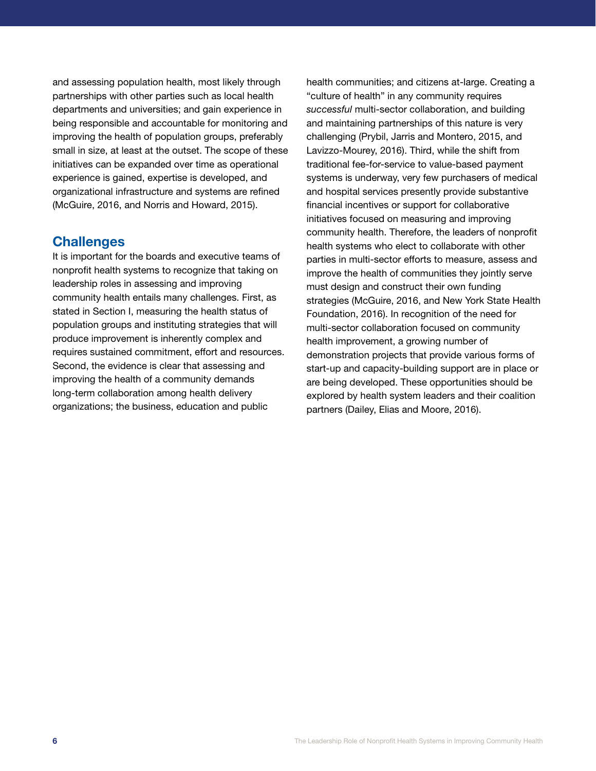and assessing population health, most likely through partnerships with other parties such as local health departments and universities; and gain experience in being responsible and accountable for monitoring and improving the health of population groups, preferably small in size, at least at the outset. The scope of these initiatives can be expanded over time as operational experience is gained, expertise is developed, and organizational infrastructure and systems are refined (McGuire, 2016, and Norris and Howard, 2015).

## Challenges

It is important for the boards and executive teams of nonprofit health systems to recognize that taking on leadership roles in assessing and improving community health entails many challenges. First, as stated in Section I, measuring the health status of population groups and instituting strategies that will produce improvement is inherently complex and requires sustained commitment, effort and resources. Second, the evidence is clear that assessing and improving the health of a community demands long-term collaboration among health delivery organizations; the business, education and public health communities; and citizens at-large. Creating a "culture of health" in any community requires *successful* multi-sector collaboration, and building and maintaining partnerships of this nature is very challenging (Prybil, Jarris and Montero, 2015, and Lavizzo-Mourey, 2016). Third, while the shift from traditional fee-for-service to value-based payment systems is underway, very few purchasers of medical and hospital services presently provide substantive financial incentives or support for collaborative initiatives focused on measuring and improving community health. Therefore, the leaders of nonprofit health systems who elect to collaborate with other parties in multi-sector efforts to measure, assess and improve the health of communities they jointly serve must design and construct their own funding strategies (McGuire, 2016, and New York State Health Foundation, 2016). In recognition of the need for multi-sector collaboration focused on community health improvement, a growing number of demonstration projects that provide various forms of start-up and capacity-building support are in place or are being developed. These opportunities should be explored by health system leaders and their coalition partners (Dailey, Elias and Moore, 2016).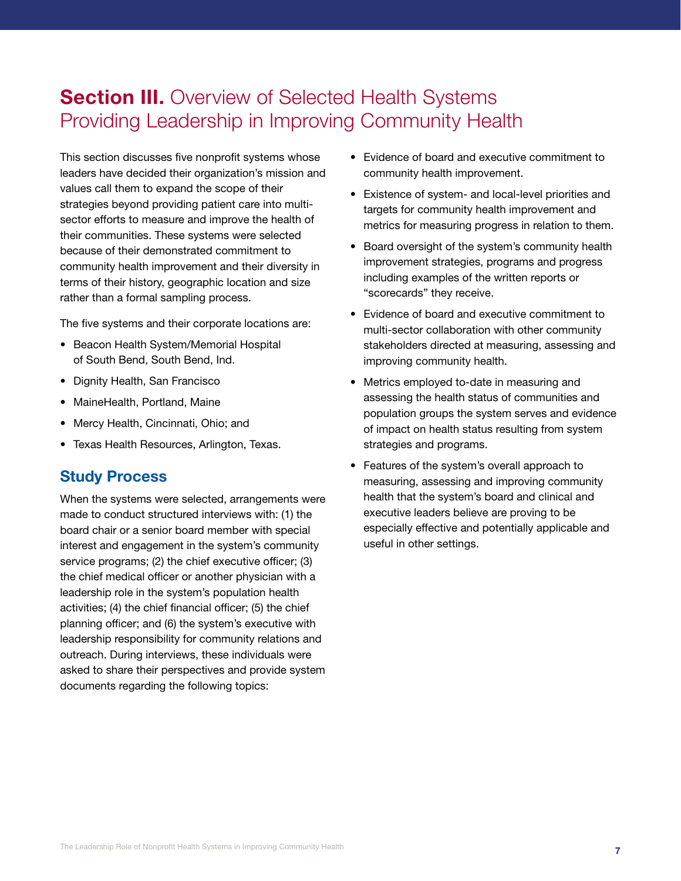# **Section III.** Overview of Selected Health Systems Providing Leadership in Improving Community Health

This section discusses five nonprofit systems whose leaders have decided their organization's mission and values call them to expand the scope of their strategies beyond providing patient care into multi-sector efforts to measure and improve the health of their communities. These systems were selected because of their demonstrated commitment to community health improvement and their diversity in terms of their history, geographic location and size rather than a formal sampling process.

The five systems and their corporate locations are:

- Beacon Health System/Memorial Hospital of South Bend, South Bend, Ind.
- Dignity Health, San Francisco
- MaineHealth, Portland, Maine
- Mercy Health, Cincinnati, Ohio; and
- Texas Health Resources, Arlington, Texas.

## Study Process

When the systems were selected, arrangements were made to conduct structured interviews with: (1) the board chair or a senior board member with special interest and engagement in the system's community service programs; (2) the chief executive officer; (3) the chief medical officer or another physician with a leadership role in the system's population health activities; (4) the chief financial officer; (5) the chief planning officer; and (6) the system's executive with leadership responsibility for community relations and outreach. During interviews, these individuals were asked to share their perspectives and provide system documents regarding the following topics:

- Evidence of board and executive commitment to community health improvement.
- Existence of system- and local-level priorities and targets for community health improvement and metrics for measuring progress in relation to them.
- Board oversight of the system's community health improvement strategies, programs and progress including examples of the written reports or "scorecards" they receive.
- Evidence of board and executive commitment to multi-sector collaboration with other community stakeholders directed at measuring, assessing and improving community health.
- Metrics employed to-date in measuring and assessing the health status of communities and population groups the system serves and evidence of impact on health status resulting from system strategies and programs.
- Features of the system's overall approach to measuring, assessing and improving community health that the system's board and clinical and executive leaders believe are proving to be especially effective and potentially applicable and useful in other settings.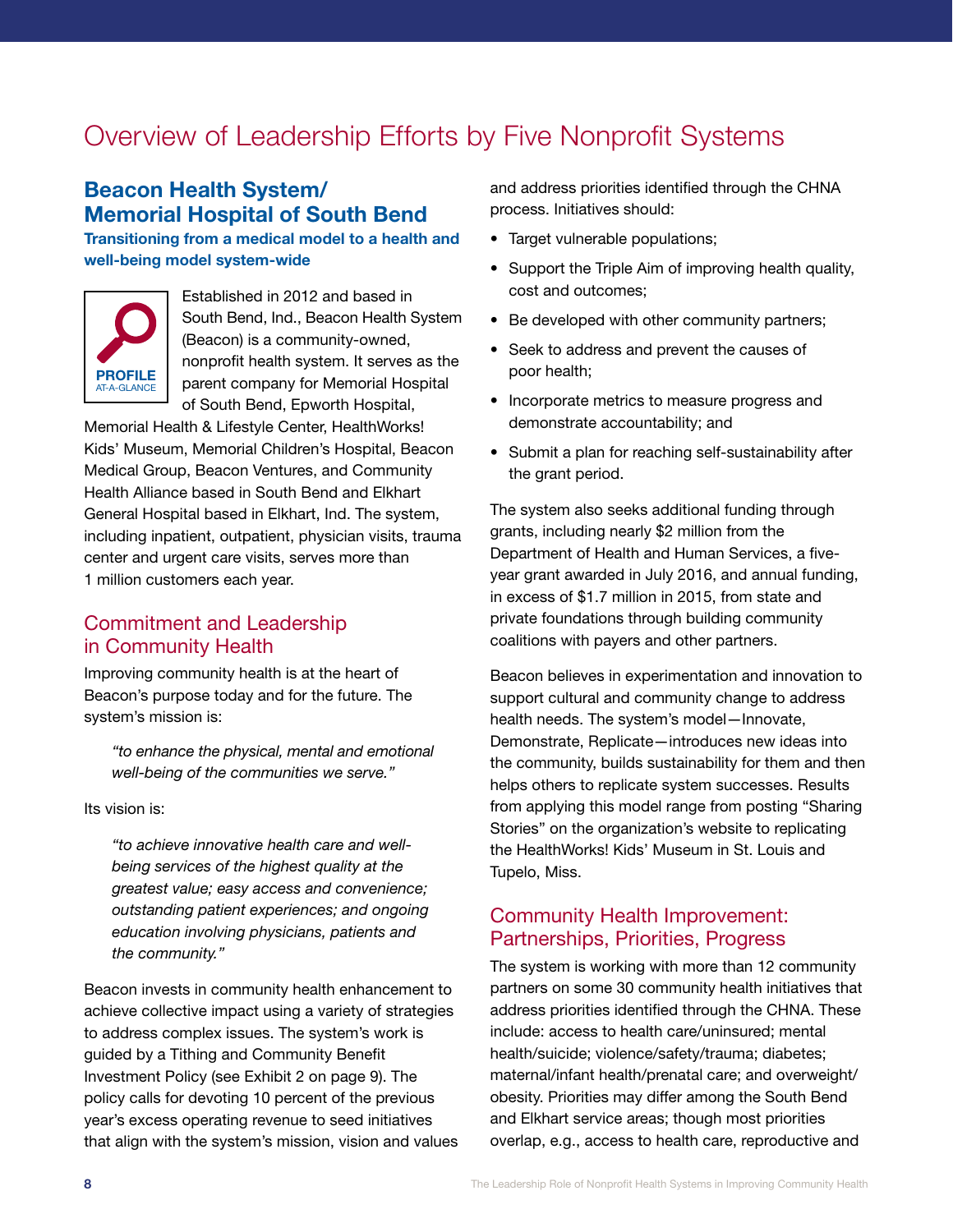# Overview of Leadership Efforts by Five Nonprofit Systems

## Beacon Health System/ Memorial Hospital of South Bend

**Transitioning from a medical model to a health and well-being model system-wide**

PROFILE AT-A-GLANCE

Established in 2012 and based in South Bend, Ind., Beacon Health System (Beacon) is a community-owned, nonprofit health system. It serves as the parent company for Memorial Hospital of South Bend, Epworth Hospital, Memorial Health & Lifestyle Center, HealthWorks! Kids' Museum, Memorial Children's Hospital, Beacon Medical Group, Beacon Ventures, and Community Health Alliance based in South Bend and Elkhart General Hospital based in Elkhart, Ind. The system, including inpatient, outpatient, physician visits, trauma center and urgent care visits, serves more than 1 million customers each year.

### Commitment and Leadership in Community Health

Improving community health is at the heart of Beacon's purpose today and for the future. The system's mission is:

> *"to enhance the physical, mental and emotional well-being of the communities we serve."*

Its vision is:

> *"to achieve innovative health care and well-being services of the highest quality at the greatest value; easy access and convenience; outstanding patient experiences; and ongoing education involving physicians, patients and the community."*

Beacon invests in community health enhancement to achieve collective impact using a variety of strategies to address complex issues. The system's work is guided by a Tithing and Community Benefit Investment Policy (see Exhibit 2 on page 9). The policy calls for devoting 10 percent of the previous year's excess operating revenue to seed initiatives that align with the system's mission, vision and values and address priorities identified through the CHNA process. Initiatives should:

- Target vulnerable populations;
- Support the Triple Aim of improving health quality, cost and outcomes;
- Be developed with other community partners;
- Seek to address and prevent the causes of poor health;
- Incorporate metrics to measure progress and demonstrate accountability; and
- Submit a plan for reaching self-sustainability after the grant period.

The system also seeks additional funding through grants, including nearly $2 million from the Department of Health and Human Services, a five-year grant awarded in July 2016, and annual funding, in excess of $1.7 million in 2015, from state and private foundations through building community coalitions with payers and other partners.

Beacon believes in experimentation and innovation to support cultural and community change to address health needs. The system's model—Innovate, Demonstrate, Replicate—introduces new ideas into the community, builds sustainability for them and then helps others to replicate system successes. Results from applying this model range from posting "Sharing Stories" on the organization's website to replicating the HealthWorks! Kids' Museum in St. Louis and Tupelo, Miss.

### Community Health Improvement: Partnerships, Priorities, Progress

The system is working with more than 12 community partners on some 30 community health initiatives that address priorities identified through the CHNA. These include: access to health care/uninsured; mental health/suicide; violence/safety/trauma; diabetes; maternal/infant health/prenatal care; and overweight/obesity. Priorities may differ among the South Bend and Elkhart service areas; though most priorities overlap, e.g., access to health care, reproductive and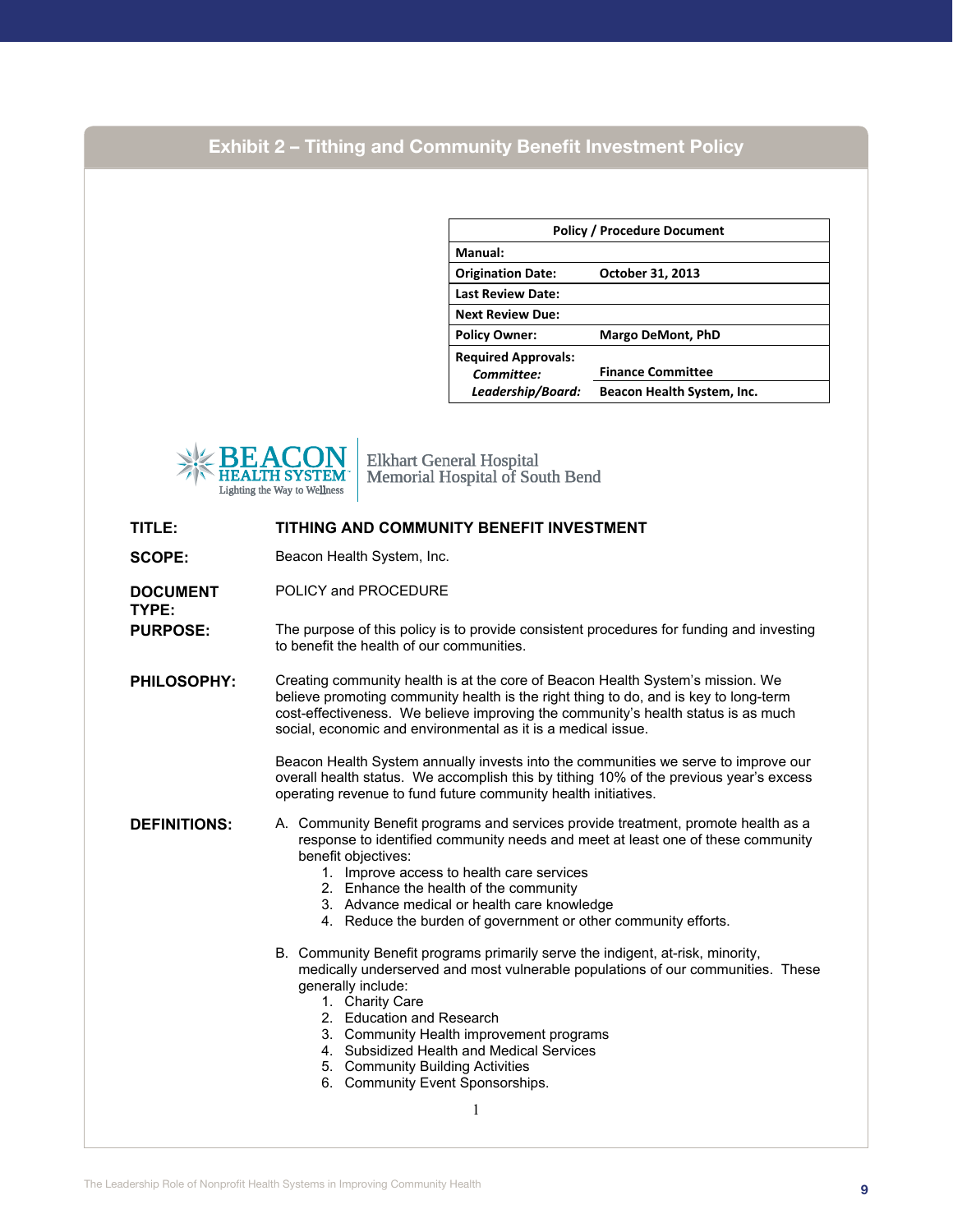## Exhibit 2 – Tithing and Community Benefit Investment Policy

| Policy / Procedure Document | |
|---|---|
| **Manual:** | |
| **Origination Date:** | **October 31, 2013** |
| **Last Review Date:** | |
| **Next Review Due:** | |
| **Policy Owner:** | **Margo DeMont, PhD** |
| **Required Approvals:** *Committee:* | **Finance Committee** |
| ***Leadership/Board:*** | **Beacon Health System, Inc.** |

BEACON HEALTH SYSTEM
Lighting the Way to Wellness

Elkhart General Hospital
Memorial Hospital of South Bend

**TITLE:** **TITHING AND COMMUNITY BENEFIT INVESTMENT**

**SCOPE:** Beacon Health System, Inc.

**DOCUMENT TYPE:** POLICY and PROCEDURE

**PURPOSE:** The purpose of this policy is to provide consistent procedures for funding and investing to benefit the health of our communities.

**PHILOSOPHY:** Creating community health is at the core of Beacon Health System's mission. We believe promoting community health is the right thing to do, and is key to long-term cost-effectiveness. We believe improving the community's health status is as much social, economic and environmental as it is a medical issue.

Beacon Health System annually invests into the communities we serve to improve our overall health status. We accomplish this by tithing 10% of the previous year's excess operating revenue to fund future community health initiatives.

**DEFINITIONS:**

A. Community Benefit programs and services provide treatment, promote health as a response to identified community needs and meet at least one of these community benefit objectives:
   1. Improve access to health care services
   2. Enhance the health of the community
   3. Advance medical or health care knowledge
   4. Reduce the burden of government or other community efforts.

B. Community Benefit programs primarily serve the indigent, at-risk, minority, medically underserved and most vulnerable populations of our communities. These generally include:
   1. Charity Care
   2. Education and Research
   3. Community Health improvement programs
   4. Subsidized Health and Medical Services
   5. Community Building Activities
   6. Community Event Sponsorships.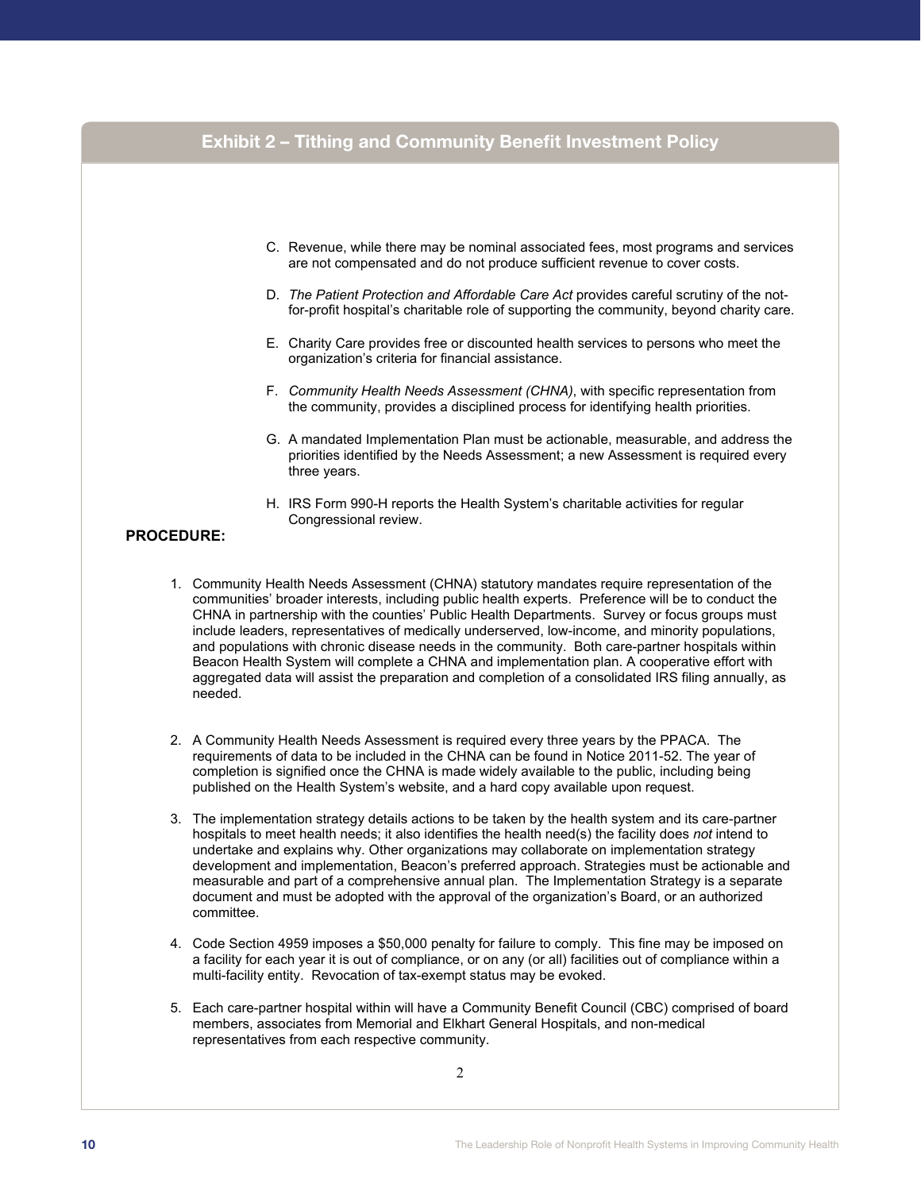## Exhibit 2 – Tithing and Community Benefit Investment Policy

C. Revenue, while there may be nominal associated fees, most programs and services are not compensated and do not produce sufficient revenue to cover costs.

D. *The Patient Protection and Affordable Care Act* provides careful scrutiny of the not-for-profit hospital's charitable role of supporting the community, beyond charity care.

E. Charity Care provides free or discounted health services to persons who meet the organization's criteria for financial assistance.

F. *Community Health Needs Assessment (CHNA)*, with specific representation from the community, provides a disciplined process for identifying health priorities.

G. A mandated Implementation Plan must be actionable, measurable, and address the priorities identified by the Needs Assessment; a new Assessment is required every three years.

H. IRS Form 990-H reports the Health System's charitable activities for regular Congressional review.

**PROCEDURE:**

1. Community Health Needs Assessment (CHNA) statutory mandates require representation of the communities' broader interests, including public health experts. Preference will be to conduct the CHNA in partnership with the counties' Public Health Departments. Survey or focus groups must include leaders, representatives of medically underserved, low-income, and minority populations, and populations with chronic disease needs in the community. Both care-partner hospitals within Beacon Health System will complete a CHNA and implementation plan. A cooperative effort with aggregated data will assist the preparation and completion of a consolidated IRS filing annually, as needed.

2. A Community Health Needs Assessment is required every three years by the PPACA. The requirements of data to be included in the CHNA can be found in Notice 2011-52. The year of completion is signified once the CHNA is made widely available to the public, including being published on the Health System's website, and a hard copy available upon request.

3. The implementation strategy details actions to be taken by the health system and its care-partner hospitals to meet health needs; it also identifies the health need(s) the facility does *not* intend to undertake and explains why. Other organizations may collaborate on implementation strategy development and implementation, Beacon's preferred approach. Strategies must be actionable and measurable and part of a comprehensive annual plan. The Implementation Strategy is a separate document and must be adopted with the approval of the organization's Board, or an authorized committee.

4. Code Section 4959 imposes a $50,000 penalty for failure to comply. This fine may be imposed on a facility for each year it is out of compliance, or on any (or all) facilities out of compliance within a multi-facility entity. Revocation of tax-exempt status may be evoked.

5. Each care-partner hospital within will have a Community Benefit Council (CBC) comprised of board members, associates from Memorial and Elkhart General Hospitals, and non-medical representatives from each respective community.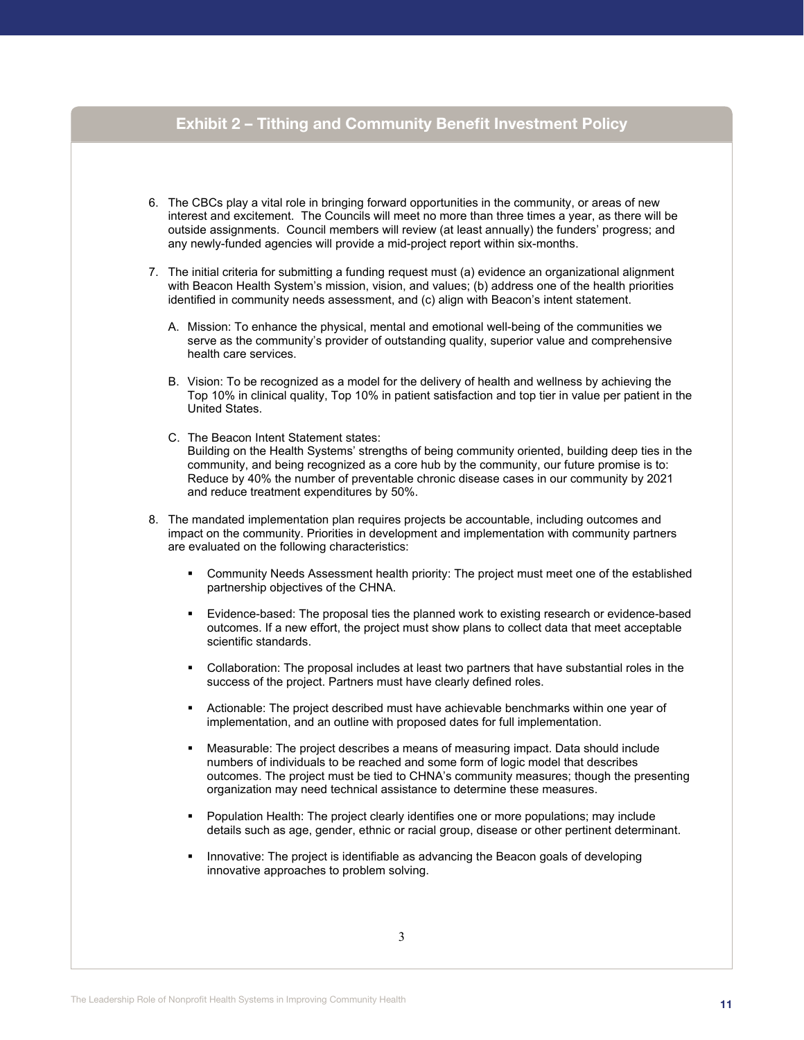## Exhibit 2 – Tithing and Community Benefit Investment Policy

6. The CBCs play a vital role in bringing forward opportunities in the community, or areas of new interest and excitement. The Councils will meet no more than three times a year, as there will be outside assignments. Council members will review (at least annually) the funders' progress; and any newly-funded agencies will provide a mid-project report within six-months.

7. The initial criteria for submitting a funding request must (a) evidence an organizational alignment with Beacon Health System's mission, vision, and values; (b) address one of the health priorities identified in community needs assessment, and (c) align with Beacon's intent statement.

   A. Mission: To enhance the physical, mental and emotional well-being of the communities we serve as the community's provider of outstanding quality, superior value and comprehensive health care services.

   B. Vision: To be recognized as a model for the delivery of health and wellness by achieving the Top 10% in clinical quality, Top 10% in patient satisfaction and top tier in value per patient in the United States.

   C. The Beacon Intent Statement states:
   Building on the Health Systems' strengths of being community oriented, building deep ties in the community, and being recognized as a core hub by the community, our future promise is to: Reduce by 40% the number of preventable chronic disease cases in our community by 2021 and reduce treatment expenditures by 50%.

8. The mandated implementation plan requires projects be accountable, including outcomes and impact on the community. Priorities in development and implementation with community partners are evaluated on the following characteristics:

   - Community Needs Assessment health priority: The project must meet one of the established partnership objectives of the CHNA.
   - Evidence-based: The proposal ties the planned work to existing research or evidence-based outcomes. If a new effort, the project must show plans to collect data that meet acceptable scientific standards.
   - Collaboration: The proposal includes at least two partners that have substantial roles in the success of the project. Partners must have clearly defined roles.
   - Actionable: The project described must have achievable benchmarks within one year of implementation, and an outline with proposed dates for full implementation.
   - Measurable: The project describes a means of measuring impact. Data should include numbers of individuals to be reached and some form of logic model that describes outcomes. The project must be tied to CHNA's community measures; though the presenting organization may need technical assistance to determine these measures.
   - Population Health: The project clearly identifies one or more populations; may include details such as age, gender, ethnic or racial group, disease or other pertinent determinant.
   - Innovative: The project is identifiable as advancing the Beacon goals of developing innovative approaches to problem solving.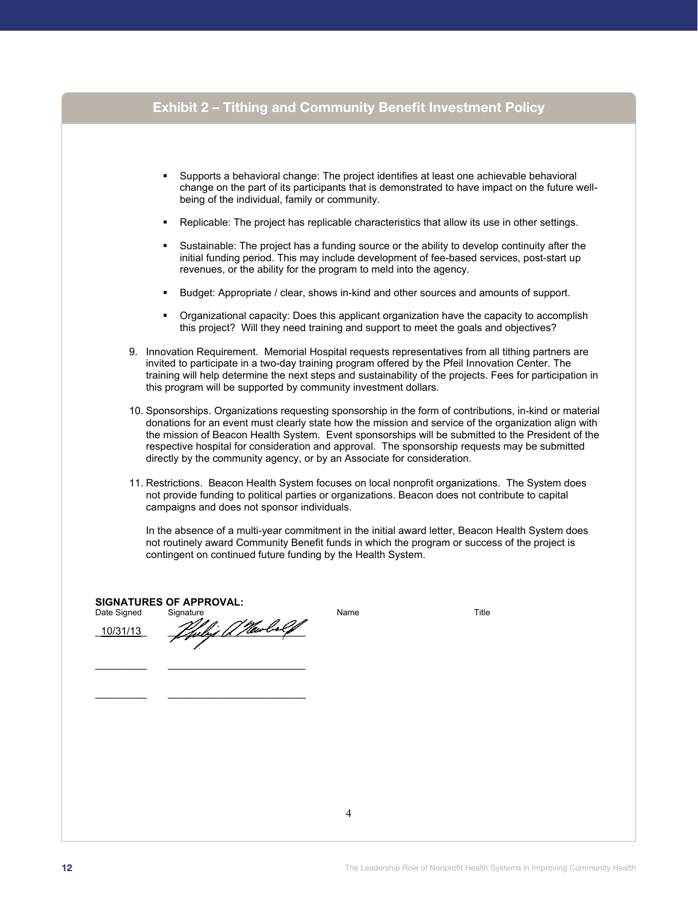## Exhibit 2 – Tithing and Community Benefit Investment Policy

- Supports a behavioral change: The project identifies at least one achievable behavioral change on the part of its participants that is demonstrated to have impact on the future well-being of the individual, family or community.
- Replicable: The project has replicable characteristics that allow its use in other settings.
- Sustainable: The project has a funding source or the ability to develop continuity after the initial funding period. This may include development of fee-based services, post-start up revenues, or the ability for the program to meld into the agency.
- Budget: Appropriate / clear, shows in-kind and other sources and amounts of support.
- Organizational capacity: Does this applicant organization have the capacity to accomplish this project? Will they need training and support to meet the goals and objectives?

9. Innovation Requirement. Memorial Hospital requests representatives from all tithing partners are invited to participate in a two-day training program offered by the Pfeil Innovation Center. The training will help determine the next steps and sustainability of the projects. Fees for participation in this program will be supported by community investment dollars.

10. Sponsorships. Organizations requesting sponsorship in the form of contributions, in-kind or material donations for an event must clearly state how the mission and service of the organization align with the mission of Beacon Health System. Event sponsorships will be submitted to the President of the respective hospital for consideration and approval. The sponsorship requests may be submitted directly by the community agency, or by an Associate for consideration.

11. Restrictions. Beacon Health System focuses on local nonprofit organizations. The System does not provide funding to political parties or organizations. Beacon does not contribute to capital campaigns and does not sponsor individuals.

    In the absence of a multi-year commitment in the initial award letter, Beacon Health System does not routinely award Community Benefit funds in which the program or success of the project is contingent on continued future funding by the Health System.

**SIGNATURES OF APPROVAL:**

| Date Signed | Signature | Name | Title |
|---|---|---|---|
| 10/31/13 | [signature] | | |
| _________ | _________________________ | | |
| _________ | _________________________ | | |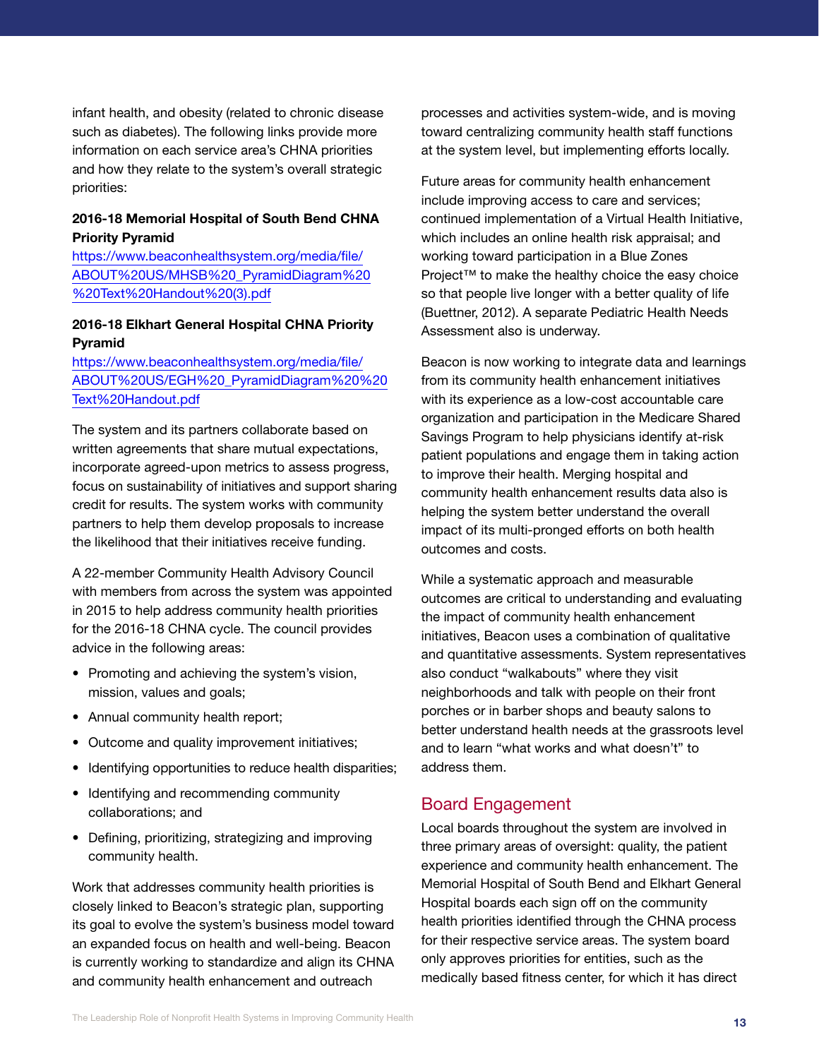infant health, and obesity (related to chronic disease such as diabetes). The following links provide more information on each service area's CHNA priorities and how they relate to the system's overall strategic priorities:

**2016-18 Memorial Hospital of South Bend CHNA Priority Pyramid**
https://www.beaconhealthsystem.org/media/file/ABOUT%20US/MHSB%20_PyramidDiagram%20%20Text%20Handout%20(3).pdf

**2016-18 Elkhart General Hospital CHNA Priority Pyramid**
https://www.beaconhealthsystem.org/media/file/ABOUT%20US/EGH%20_PyramidDiagram%20%20Text%20Handout.pdf

The system and its partners collaborate based on written agreements that share mutual expectations, incorporate agreed-upon metrics to assess progress, focus on sustainability of initiatives and support sharing credit for results. The system works with community partners to help them develop proposals to increase the likelihood that their initiatives receive funding.

A 22-member Community Health Advisory Council with members from across the system was appointed in 2015 to help address community health priorities for the 2016-18 CHNA cycle. The council provides advice in the following areas:

- Promoting and achieving the system's vision, mission, values and goals;
- Annual community health report;
- Outcome and quality improvement initiatives;
- Identifying opportunities to reduce health disparities;
- Identifying and recommending community collaborations; and
- Defining, prioritizing, strategizing and improving community health.

Work that addresses community health priorities is closely linked to Beacon's strategic plan, supporting its goal to evolve the system's business model toward an expanded focus on health and well-being. Beacon is currently working to standardize and align its CHNA and community health enhancement and outreach processes and activities system-wide, and is moving toward centralizing community health staff functions at the system level, but implementing efforts locally.

Future areas for community health enhancement include improving access to care and services; continued implementation of a Virtual Health Initiative, which includes an online health risk appraisal; and working toward participation in a Blue Zones Project™ to make the healthy choice the easy choice so that people live longer with a better quality of life (Buettner, 2012). A separate Pediatric Health Needs Assessment also is underway.

Beacon is now working to integrate data and learnings from its community health enhancement initiatives with its experience as a low-cost accountable care organization and participation in the Medicare Shared Savings Program to help physicians identify at-risk patient populations and engage them in taking action to improve their health. Merging hospital and community health enhancement results data also is helping the system better understand the overall impact of its multi-pronged efforts on both health outcomes and costs.

While a systematic approach and measurable outcomes are critical to understanding and evaluating the impact of community health enhancement initiatives, Beacon uses a combination of qualitative and quantitative assessments. System representatives also conduct "walkabouts" where they visit neighborhoods and talk with people on their front porches or in barber shops and beauty salons to better understand health needs at the grassroots level and to learn "what works and what doesn't" to address them.

## Board Engagement

Local boards throughout the system are involved in three primary areas of oversight: quality, the patient experience and community health enhancement. The Memorial Hospital of South Bend and Elkhart General Hospital boards each sign off on the community health priorities identified through the CHNA process for their respective service areas. The system board only approves priorities for entities, such as the medically based fitness center, for which it has direct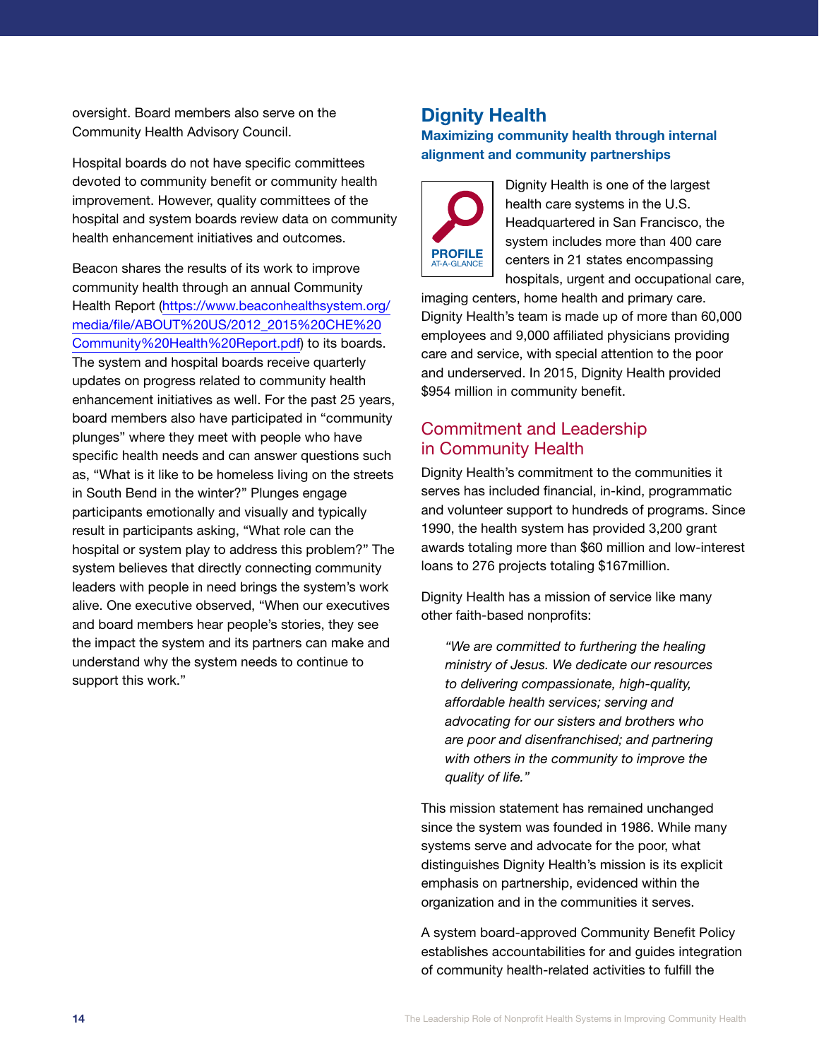oversight. Board members also serve on the Community Health Advisory Council.

Hospital boards do not have specific committees devoted to community benefit or community health improvement. However, quality committees of the hospital and system boards review data on community health enhancement initiatives and outcomes.

Beacon shares the results of its work to improve community health through an annual Community Health Report (https://www.beaconhealthsystem.org/media/file/ABOUT%20US/2012_2015%20CHE%20Community%20Health%20Report.pdf) to its boards. The system and hospital boards receive quarterly updates on progress related to community health enhancement initiatives as well. For the past 25 years, board members also have participated in "community plunges" where they meet with people who have specific health needs and can answer questions such as, "What is it like to be homeless living on the streets in South Bend in the winter?" Plunges engage participants emotionally and visually and typically result in participants asking, "What role can the hospital or system play to address this problem?" The system believes that directly connecting community leaders with people in need brings the system's work alive. One executive observed, "When our executives and board members hear people's stories, they see the impact the system and its partners can make and understand why the system needs to continue to support this work."

## Dignity Health

### Maximizing community health through internal alignment and community partnerships

**PROFILE** AT-A-GLANCE

Dignity Health is one of the largest health care systems in the U.S. Headquartered in San Francisco, the system includes more than 400 care centers in 21 states encompassing hospitals, urgent and occupational care, imaging centers, home health and primary care. Dignity Health's team is made up of more than 60,000 employees and 9,000 affiliated physicians providing care and service, with special attention to the poor and underserved. In 2015, Dignity Health provided $954 million in community benefit.

### Commitment and Leadership in Community Health

Dignity Health's commitment to the communities it serves has included financial, in-kind, programmatic and volunteer support to hundreds of programs. Since 1990, the health system has provided 3,200 grant awards totaling more than $60 million and low-interest loans to 276 projects totaling $167million.

Dignity Health has a mission of service like many other faith-based nonprofits:

> *"We are committed to furthering the healing ministry of Jesus. We dedicate our resources to delivering compassionate, high-quality, affordable health services; serving and advocating for our sisters and brothers who are poor and disenfranchised; and partnering with others in the community to improve the quality of life."*

This mission statement has remained unchanged since the system was founded in 1986. While many systems serve and advocate for the poor, what distinguishes Dignity Health's mission is its explicit emphasis on partnership, evidenced within the organization and in the communities it serves.

A system board-approved Community Benefit Policy establishes accountabilities for and guides integration of community health-related activities to fulfill the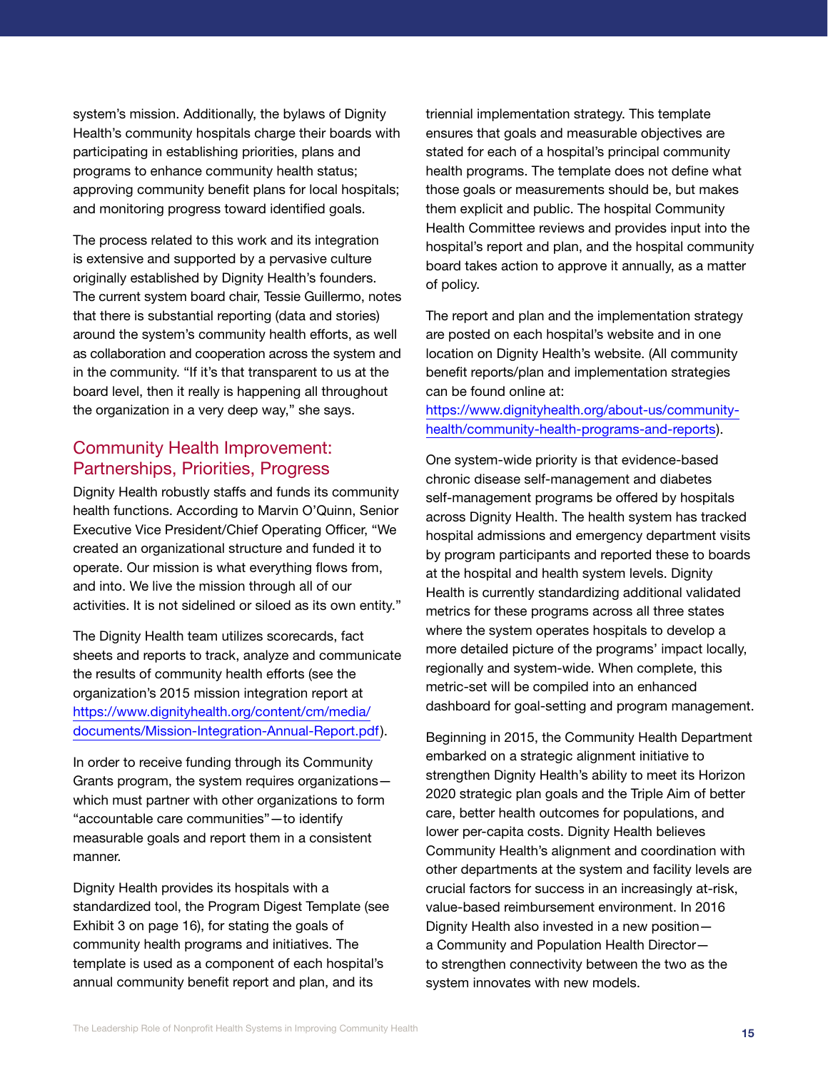system's mission. Additionally, the bylaws of Dignity Health's community hospitals charge their boards with participating in establishing priorities, plans and programs to enhance community health status; approving community benefit plans for local hospitals; and monitoring progress toward identified goals.

The process related to this work and its integration is extensive and supported by a pervasive culture originally established by Dignity Health's founders. The current system board chair, Tessie Guillermo, notes that there is substantial reporting (data and stories) around the system's community health efforts, as well as collaboration and cooperation across the system and in the community. "If it's that transparent to us at the board level, then it really is happening all throughout the organization in a very deep way," she says.

## Community Health Improvement: Partnerships, Priorities, Progress

Dignity Health robustly staffs and funds its community health functions. According to Marvin O'Quinn, Senior Executive Vice President/Chief Operating Officer, "We created an organizational structure and funded it to operate. Our mission is what everything flows from, and into. We live the mission through all of our activities. It is not sidelined or siloed as its own entity."

The Dignity Health team utilizes scorecards, fact sheets and reports to track, analyze and communicate the results of community health efforts (see the organization's 2015 mission integration report at https://www.dignityhealth.org/content/cm/media/documents/Mission-Integration-Annual-Report.pdf).

In order to receive funding through its Community Grants program, the system requires organizations—which must partner with other organizations to form "accountable care communities"—to identify measurable goals and report them in a consistent manner.

Dignity Health provides its hospitals with a standardized tool, the Program Digest Template (see Exhibit 3 on page 16), for stating the goals of community health programs and initiatives. The template is used as a component of each hospital's annual community benefit report and plan, and its triennial implementation strategy. This template ensures that goals and measurable objectives are stated for each of a hospital's principal community health programs. The template does not define what those goals or measurements should be, but makes them explicit and public. The hospital Community Health Committee reviews and provides input into the hospital's report and plan, and the hospital community board takes action to approve it annually, as a matter of policy.

The report and plan and the implementation strategy are posted on each hospital's website and in one location on Dignity Health's website. (All community benefit reports/plan and implementation strategies can be found online at: https://www.dignityhealth.org/about-us/community-health/community-health-programs-and-reports).

One system-wide priority is that evidence-based chronic disease self-management and diabetes self-management programs be offered by hospitals across Dignity Health. The health system has tracked hospital admissions and emergency department visits by program participants and reported these to boards at the hospital and health system levels. Dignity Health is currently standardizing additional validated metrics for these programs across all three states where the system operates hospitals to develop a more detailed picture of the programs' impact locally, regionally and system-wide. When complete, this metric-set will be compiled into an enhanced dashboard for goal-setting and program management.

Beginning in 2015, the Community Health Department embarked on a strategic alignment initiative to strengthen Dignity Health's ability to meet its Horizon 2020 strategic plan goals and the Triple Aim of better care, better health outcomes for populations, and lower per-capita costs. Dignity Health believes Community Health's alignment and coordination with other departments at the system and facility levels are crucial factors for success in an increasingly at-risk, value-based reimbursement environment. In 2016 Dignity Health also invested in a new position—a Community and Population Health Director—to strengthen connectivity between the two as the system innovates with new models.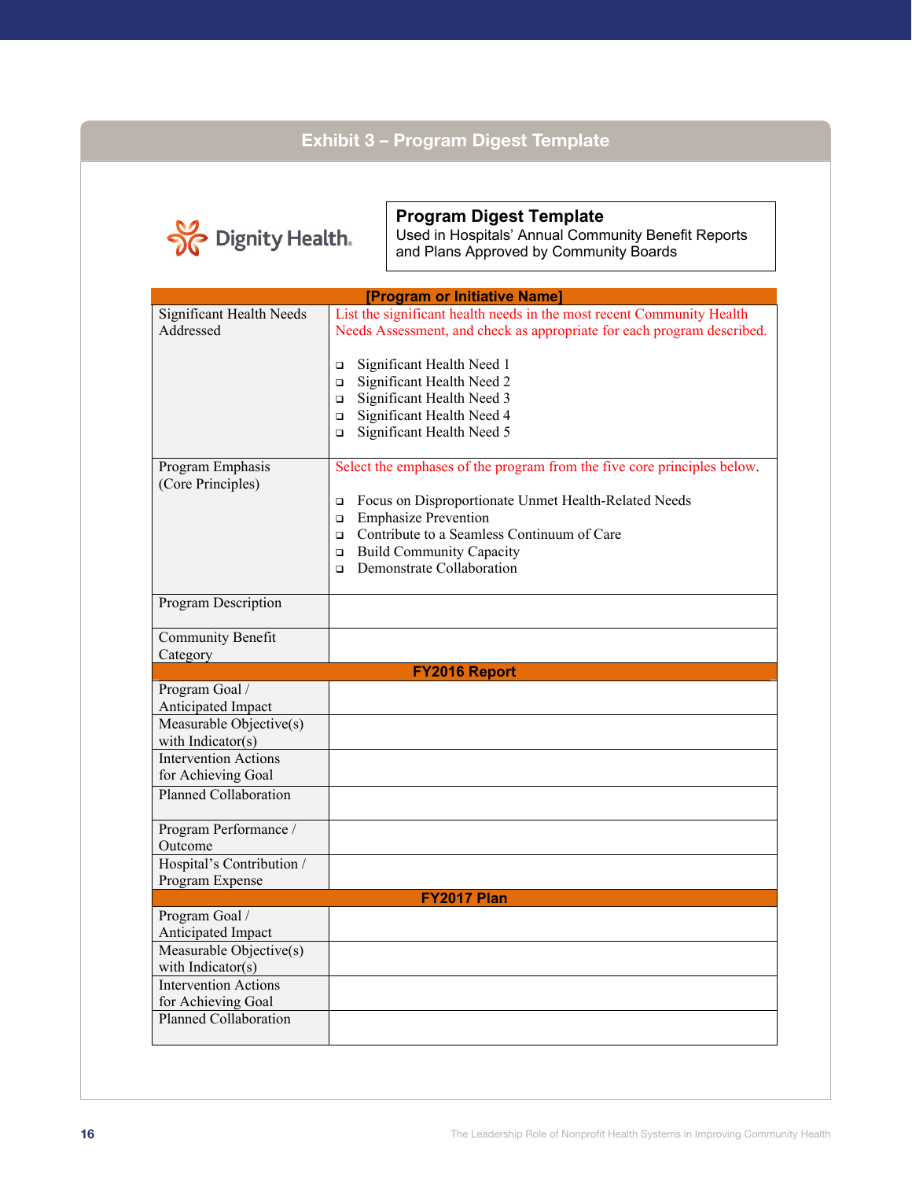## Exhibit 3 – Program Digest Template

Dignity Health.

**Program Digest Template**
Used in Hospitals' Annual Community Benefit Reports and Plans Approved by Community Boards

| [Program or Initiative Name] | |
|---|---|
| Significant Health Needs Addressed | List the significant health needs in the most recent Community Health Needs Assessment, and check as appropriate for each program described.<br><br>❑ Significant Health Need 1<br>❑ Significant Health Need 2<br>❑ Significant Health Need 3<br>❑ Significant Health Need 4<br>❑ Significant Health Need 5 |
| Program Emphasis (Core Principles) | Select the emphases of the program from the five core principles below.<br><br>❑ Focus on Disproportionate Unmet Health-Related Needs<br>❑ Emphasize Prevention<br>❑ Contribute to a Seamless Continuum of Care<br>❑ Build Community Capacity<br>❑ Demonstrate Collaboration |
| Program Description | |
| Community Benefit Category | |
| **FY2016 Report** | |
| Program Goal / Anticipated Impact | |
| Measurable Objective(s) with Indicator(s) | |
| Intervention Actions for Achieving Goal | |
| Planned Collaboration | |
| Program Performance / Outcome | |
| Hospital's Contribution / Program Expense | |
| **FY2017 Plan** | |
| Program Goal / Anticipated Impact | |
| Measurable Objective(s) with Indicator(s) | |
| Intervention Actions for Achieving Goal | |
| Planned Collaboration | |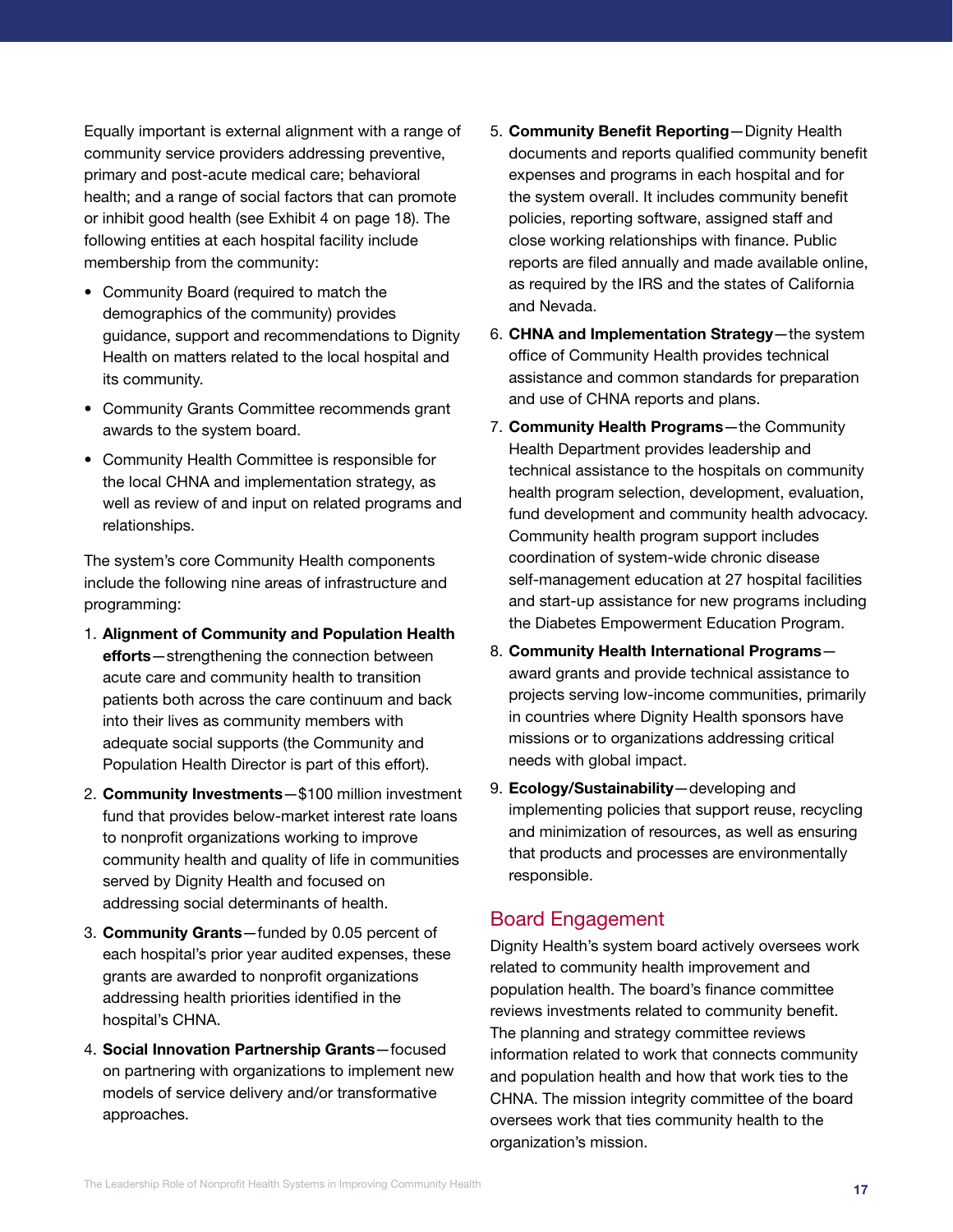Equally important is external alignment with a range of community service providers addressing preventive, primary and post-acute medical care; behavioral health; and a range of social factors that can promote or inhibit good health (see Exhibit 4 on page 18). The following entities at each hospital facility include membership from the community:

- Community Board (required to match the demographics of the community) provides guidance, support and recommendations to Dignity Health on matters related to the local hospital and its community.
- Community Grants Committee recommends grant awards to the system board.
- Community Health Committee is responsible for the local CHNA and implementation strategy, as well as review of and input on related programs and relationships.

The system's core Community Health components include the following nine areas of infrastructure and programming:

1. **Alignment of Community and Population Health efforts**—strengthening the connection between acute care and community health to transition patients both across the care continuum and back into their lives as community members with adequate social supports (the Community and Population Health Director is part of this effort).
2. **Community Investments**—$100 million investment fund that provides below-market interest rate loans to nonprofit organizations working to improve community health and quality of life in communities served by Dignity Health and focused on addressing social determinants of health.
3. **Community Grants**—funded by 0.05 percent of each hospital's prior year audited expenses, these grants are awarded to nonprofit organizations addressing health priorities identified in the hospital's CHNA.
4. **Social Innovation Partnership Grants**—focused on partnering with organizations to implement new models of service delivery and/or transformative approaches.
5. **Community Benefit Reporting**—Dignity Health documents and reports qualified community benefit expenses and programs in each hospital and for the system overall. It includes community benefit policies, reporting software, assigned staff and close working relationships with finance. Public reports are filed annually and made available online, as required by the IRS and the states of California and Nevada.
6. **CHNA and Implementation Strategy**—the system office of Community Health provides technical assistance and common standards for preparation and use of CHNA reports and plans.
7. **Community Health Programs**—the Community Health Department provides leadership and technical assistance to the hospitals on community health program selection, development, evaluation, fund development and community health advocacy. Community health program support includes coordination of system-wide chronic disease self-management education at 27 hospital facilities and start-up assistance for new programs including the Diabetes Empowerment Education Program.
8. **Community Health International Programs**—award grants and provide technical assistance to projects serving low-income communities, primarily in countries where Dignity Health sponsors have missions or to organizations addressing critical needs with global impact.
9. **Ecology/Sustainability**—developing and implementing policies that support reuse, recycling and minimization of resources, as well as ensuring that products and processes are environmentally responsible.

## Board Engagement

Dignity Health's system board actively oversees work related to community health improvement and population health. The board's finance committee reviews investments related to community benefit. The planning and strategy committee reviews information related to work that connects community and population health and how that work ties to the CHNA. The mission integrity committee of the board oversees work that ties community health to the organization's mission.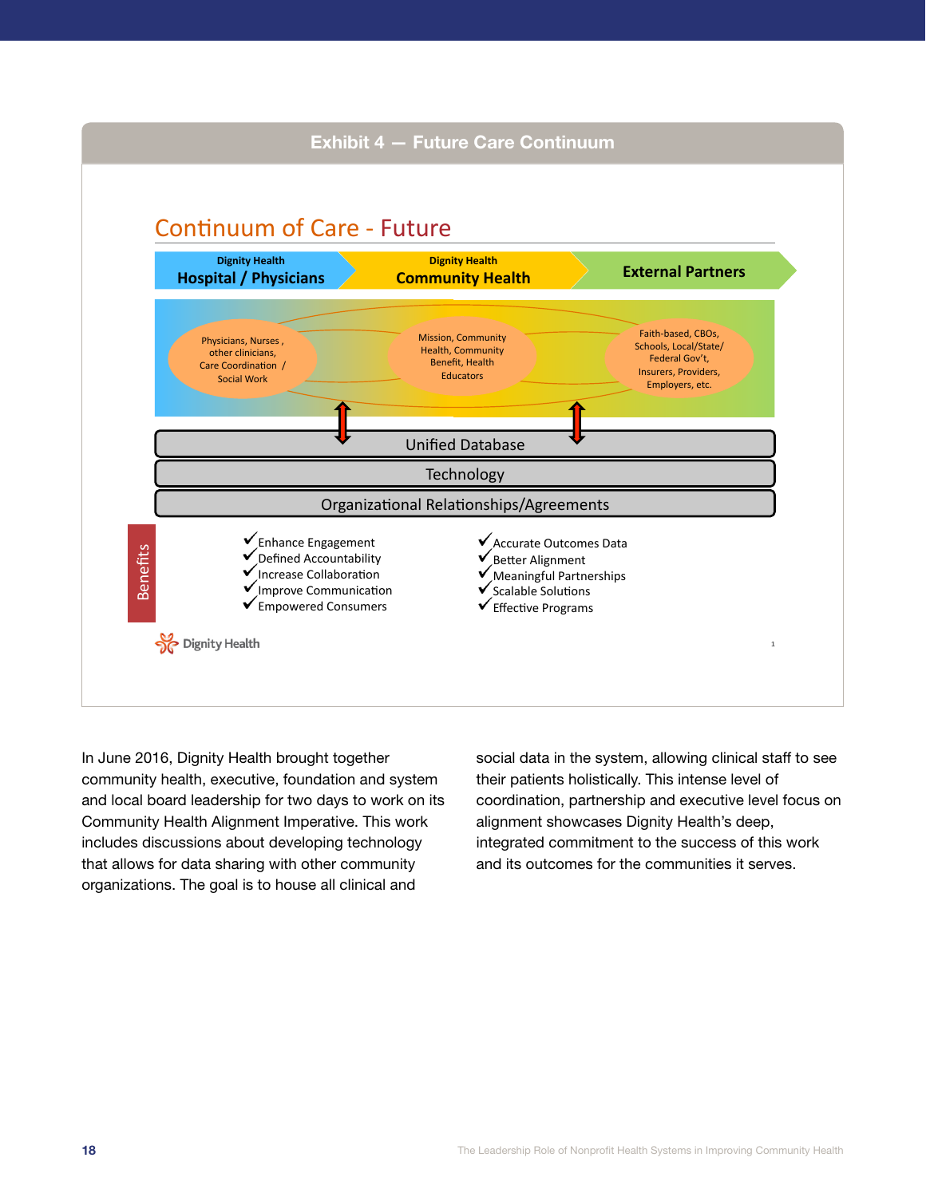## Exhibit 4 — Future Care Continuum

### Continuum of Care - Future

**Dignity Health Hospital / Physicians** → **Dignity Health Community Health** → **External Partners**

- Physicians, Nurses, other clinicians, Care Coordination / Social Work
- Mission, Community Health, Community Benefit, Health Educators
- Faith-based, CBOs, Schools, Local/State/ Federal Gov't, Insurers, Providers, Employers, etc.

Unified Database

Technology

Organizational Relationships/Agreements

**Benefits**

- ✓ Enhance Engagement
- ✓ Defined Accountability
- ✓ Increase Collaboration
- ✓ Improve Communication
- ✓ Empowered Consumers
- ✓ Accurate Outcomes Data
- ✓ Better Alignment
- ✓ Meaningful Partnerships
- ✓ Scalable Solutions
- ✓ Effective Programs

Dignity Health

In June 2016, Dignity Health brought together community health, executive, foundation and system and local board leadership for two days to work on its Community Health Alignment Imperative. This work includes discussions about developing technology that allows for data sharing with other community organizations. The goal is to house all clinical and social data in the system, allowing clinical staff to see their patients holistically. This intense level of coordination, partnership and executive level focus on alignment showcases Dignity Health's deep, integrated commitment to the success of this work and its outcomes for the communities it serves.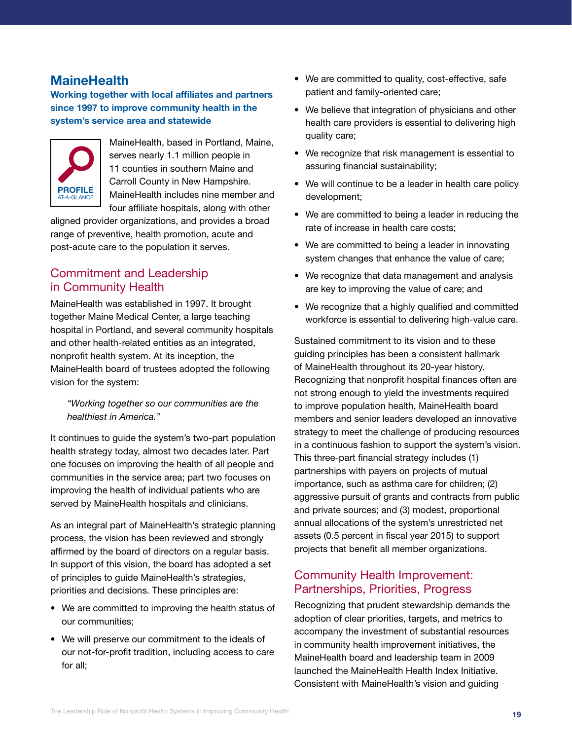## MaineHealth

**Working together with local affiliates and partners since 1997 to improve community health in the system's service area and statewide**

PROFILE AT-A-GLANCE

MaineHealth, based in Portland, Maine, serves nearly 1.1 million people in 11 counties in southern Maine and Carroll County in New Hampshire. MaineHealth includes nine member and four affiliate hospitals, along with other aligned provider organizations, and provides a broad range of preventive, health promotion, acute and post-acute care to the population it serves.

### Commitment and Leadership in Community Health

MaineHealth was established in 1997. It brought together Maine Medical Center, a large teaching hospital in Portland, and several community hospitals and other health-related entities as an integrated, nonprofit health system. At its inception, the MaineHealth board of trustees adopted the following vision for the system:

> *"Working together so our communities are the healthiest in America."*

It continues to guide the system's two-part population health strategy today, almost two decades later. Part one focuses on improving the health of all people and communities in the service area; part two focuses on improving the health of individual patients who are served by MaineHealth hospitals and clinicians.

As an integral part of MaineHealth's strategic planning process, the vision has been reviewed and strongly affirmed by the board of directors on a regular basis. In support of this vision, the board has adopted a set of principles to guide MaineHealth's strategies, priorities and decisions. These principles are:

- We are committed to improving the health status of our communities;
- We will preserve our commitment to the ideals of our not-for-profit tradition, including access to care for all;
- We are committed to quality, cost-effective, safe patient and family-oriented care;
- We believe that integration of physicians and other health care providers is essential to delivering high quality care;
- We recognize that risk management is essential to assuring financial sustainability;
- We will continue to be a leader in health care policy development;
- We are committed to being a leader in reducing the rate of increase in health care costs;
- We are committed to being a leader in innovating system changes that enhance the value of care;
- We recognize that data management and analysis are key to improving the value of care; and
- We recognize that a highly qualified and committed workforce is essential to delivering high-value care.

Sustained commitment to its vision and to these guiding principles has been a consistent hallmark of MaineHealth throughout its 20-year history. Recognizing that nonprofit hospital finances often are not strong enough to yield the investments required to improve population health, MaineHealth board members and senior leaders developed an innovative strategy to meet the challenge of producing resources in a continuous fashion to support the system's vision. This three-part financial strategy includes (1) partnerships with payers on projects of mutual importance, such as asthma care for children; (2) aggressive pursuit of grants and contracts from public and private sources; and (3) modest, proportional annual allocations of the system's unrestricted net assets (0.5 percent in fiscal year 2015) to support projects that benefit all member organizations.

### Community Health Improvement: Partnerships, Priorities, Progress

Recognizing that prudent stewardship demands the adoption of clear priorities, targets, and metrics to accompany the investment of substantial resources in community health improvement initiatives, the MaineHealth board and leadership team in 2009 launched the MaineHealth Health Index Initiative. Consistent with MaineHealth's vision and guiding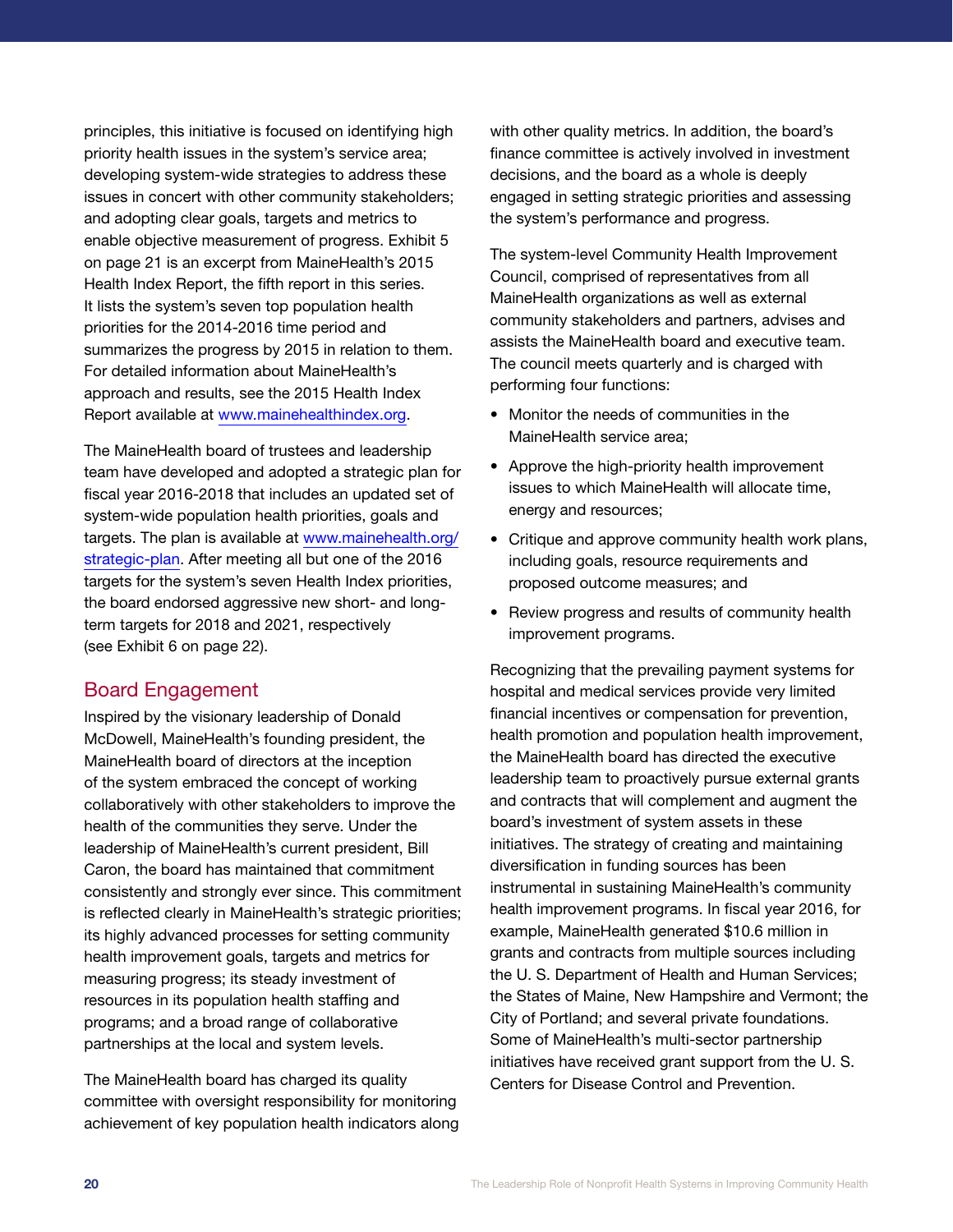principles, this initiative is focused on identifying high priority health issues in the system's service area; developing system-wide strategies to address these issues in concert with other community stakeholders; and adopting clear goals, targets and metrics to enable objective measurement of progress. Exhibit 5 on page 21 is an excerpt from MaineHealth's 2015 Health Index Report, the fifth report in this series. It lists the system's seven top population health priorities for the 2014-2016 time period and summarizes the progress by 2015 in relation to them. For detailed information about MaineHealth's approach and results, see the 2015 Health Index Report available at www.mainehealthindex.org.

The MaineHealth board of trustees and leadership team have developed and adopted a strategic plan for fiscal year 2016-2018 that includes an updated set of system-wide population health priorities, goals and targets. The plan is available at www.mainehealth.org/strategic-plan. After meeting all but one of the 2016 targets for the system's seven Health Index priorities, the board endorsed aggressive new short- and long-term targets for 2018 and 2021, respectively (see Exhibit 6 on page 22).

## Board Engagement

Inspired by the visionary leadership of Donald McDowell, MaineHealth's founding president, the MaineHealth board of directors at the inception of the system embraced the concept of working collaboratively with other stakeholders to improve the health of the communities they serve. Under the leadership of MaineHealth's current president, Bill Caron, the board has maintained that commitment consistently and strongly ever since. This commitment is reflected clearly in MaineHealth's strategic priorities; its highly advanced processes for setting community health improvement goals, targets and metrics for measuring progress; its steady investment of resources in its population health staffing and programs; and a broad range of collaborative partnerships at the local and system levels.

The MaineHealth board has charged its quality committee with oversight responsibility for monitoring achievement of key population health indicators along with other quality metrics. In addition, the board's finance committee is actively involved in investment decisions, and the board as a whole is deeply engaged in setting strategic priorities and assessing the system's performance and progress.

The system-level Community Health Improvement Council, comprised of representatives from all MaineHealth organizations as well as external community stakeholders and partners, advises and assists the MaineHealth board and executive team. The council meets quarterly and is charged with performing four functions:

- Monitor the needs of communities in the MaineHealth service area;
- Approve the high-priority health improvement issues to which MaineHealth will allocate time, energy and resources;
- Critique and approve community health work plans, including goals, resource requirements and proposed outcome measures; and
- Review progress and results of community health improvement programs.

Recognizing that the prevailing payment systems for hospital and medical services provide very limited financial incentives or compensation for prevention, health promotion and population health improvement, the MaineHealth board has directed the executive leadership team to proactively pursue external grants and contracts that will complement and augment the board's investment of system assets in these initiatives. The strategy of creating and maintaining diversification in funding sources has been instrumental in sustaining MaineHealth's community health improvement programs. In fiscal year 2016, for example, MaineHealth generated $10.6 million in grants and contracts from multiple sources including the U. S. Department of Health and Human Services; the States of Maine, New Hampshire and Vermont; the City of Portland; and several private foundations. Some of MaineHealth's multi-sector partnership initiatives have received grant support from the U. S. Centers for Disease Control and Prevention.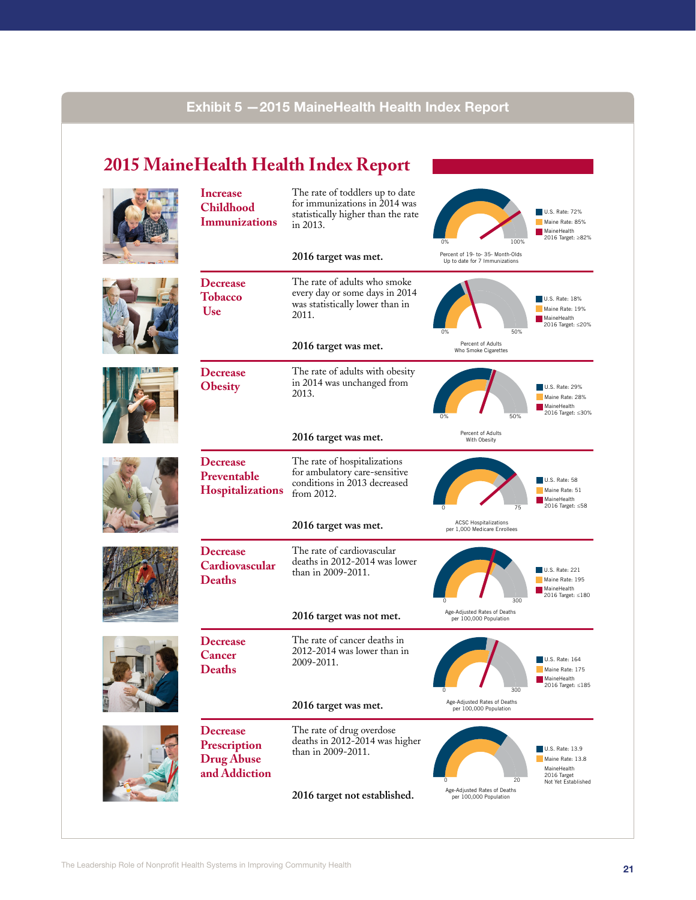## Exhibit 5 —2015 MaineHealth Health Index Report

# 2015 MaineHealth Health Index Report

### Increase Childhood Immunizations

The rate of toddlers up to date for immunizations in 2014 was statistically higher than the rate in 2013.

**2016 target was met.**

0% – 100%

Percent of 19- to- 35- Month-Olds Up to date for 7 Immunizations

- U.S. Rate: 72%
- Maine Rate: 85%
- MaineHealth 2016 Target: ≥82%

### Decrease Tobacco Use

The rate of adults who smoke every day or some days in 2014 was statistically lower than in 2011.

**2016 target was met.**

0% – 50%

Percent of Adults Who Smoke Cigarettes

- U.S. Rate: 18%
- Maine Rate: 19%
- MaineHealth 2016 Target: ≤20%

### Decrease Obesity

The rate of adults with obesity in 2014 was unchanged from 2013.

**2016 target was met.**

0% – 50%

Percent of Adults With Obesity

- U.S. Rate: 29%
- Maine Rate: 28%
- MaineHealth 2016 Target: ≤30%

### Decrease Preventable Hospitalizations

The rate of hospitalizations for ambulatory care-sensitive conditions in 2013 decreased from 2012.

**2016 target was met.**

0 – 75

ACSC Hospitalizations per 1,000 Medicare Enrollees

- U.S. Rate: 58
- Maine Rate: 51
- MaineHealth 2016 Target: ≤58

### Decrease Cardiovascular Deaths

The rate of cardiovascular deaths in 2012-2014 was lower than in 2009-2011.

**2016 target was not met.**

0 – 300

Age-Adjusted Rates of Deaths per 100,000 Population

- U.S. Rate: 221
- Maine Rate: 195
- MaineHealth 2016 Target: ≤180

### Decrease Cancer Deaths

The rate of cancer deaths in 2012-2014 was lower than in 2009-2011.

**2016 target was met.**

0 – 300

Age-Adjusted Rates of Deaths per 100,000 Population

- U.S. Rate: 164
- Maine Rate: 175
- MaineHealth 2016 Target: ≤185

### Decrease Prescription Drug Abuse and Addiction

The rate of drug overdose deaths in 2012-2014 was higher than in 2009-2011.

**2016 target not established.**

0 – 20

Age-Adjusted Rates of Deaths per 100,000 Population

- U.S. Rate: 13.9
- Maine Rate: 13.8
- MaineHealth 2016 Target Not Yet Established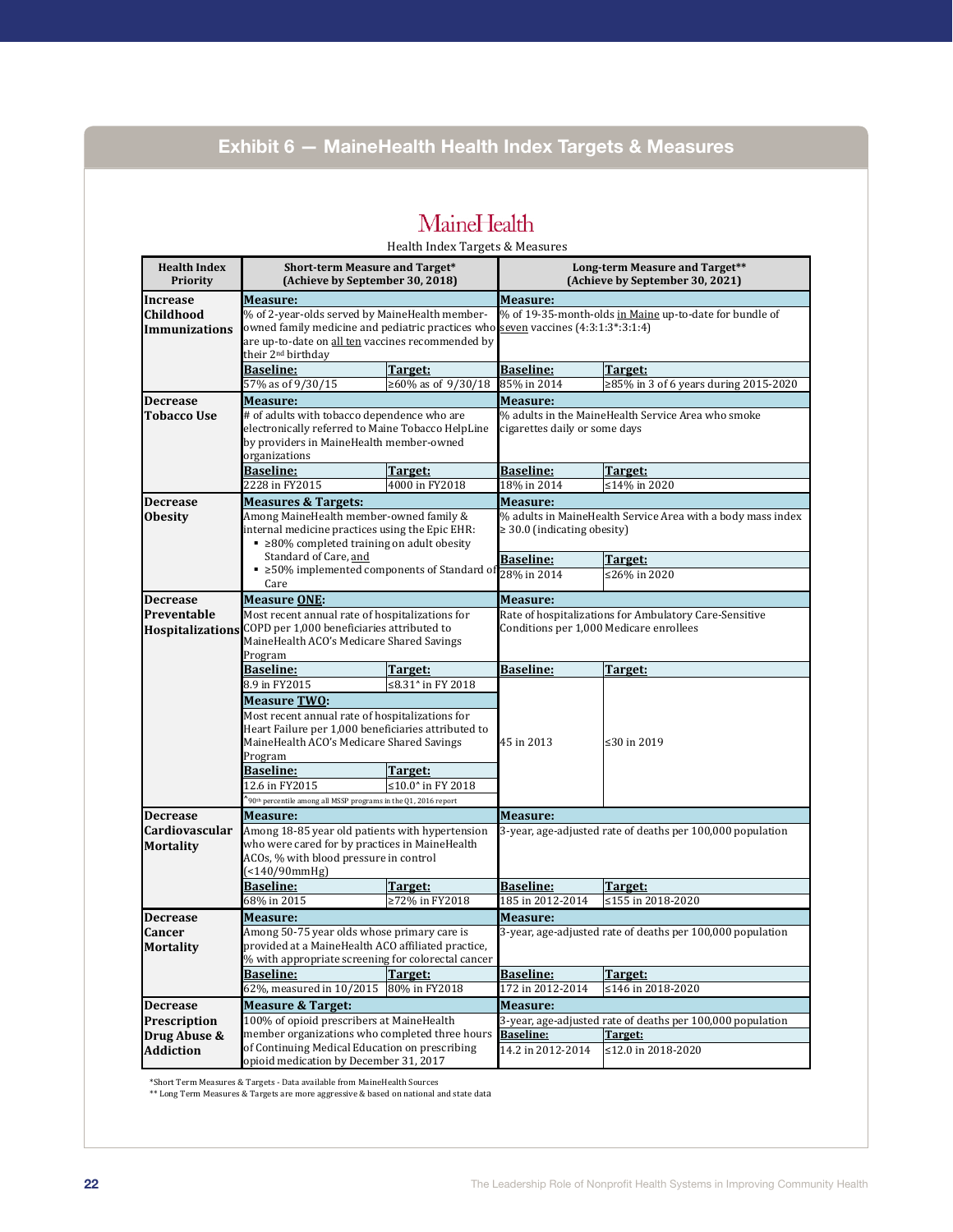## Exhibit 6 — MaineHealth Health Index Targets & Measures

MaineHealth

Health Index Targets & Measures

| Health Index Priority | Short-term Measure and Target* (Achieve by September 30, 2018) | | Long-term Measure and Target** (Achieve by September 30, 2021) | |
|---|---|---|---|---|
| **Increase Childhood Immunizations** | **Measure:** % of 2-year-olds served by MaineHealth member-owned family medicine and pediatric practices who are up-to-date on all ten vaccines recommended by their 2nd birthday | | **Measure:** % of 19-35-month-olds in Maine up-to-date for bundle of seven vaccines (4:3:1:3*:3:1:4) | |
| | **Baseline:** | **Target:** | **Baseline:** | **Target:** |
| | 57% as of 9/30/15 | ≥60% as of 9/30/18 | 85% in 2014 | ≥85% in 3 of 6 years during 2015-2020 |
| **Decrease Tobacco Use** | **Measure:** # of adults with tobacco dependence who are electronically referred to Maine Tobacco HelpLine by providers in MaineHealth member-owned organizations | | **Measure:** % adults in the MaineHealth Service Area who smoke cigarettes daily or some days | |
| | **Baseline:** | **Target:** | **Baseline:** | **Target:** |
| | 2228 in FY2015 | 4000 in FY2018 | 18% in 2014 | ≤14% in 2020 |
| **Decrease Obesity** | **Measures & Targets:** Among MaineHealth member-owned family & internal medicine practices using the Epic EHR: ▪ ≥80% completed training on adult obesity Standard of Care, and ▪ ≥50% implemented components of Standard of Care | | **Measure:** % adults in MaineHealth Service Area with a body mass index ≥ 30.0 (indicating obesity) | |
| | | | **Baseline:** | **Target:** |
| | | | 28% in 2014 | ≤26% in 2020 |
| **Decrease Preventable Hospitalizations** | **Measure ONE:** Most recent annual rate of hospitalizations for COPD per 1,000 beneficiaries attributed to MaineHealth ACO's Medicare Shared Savings Program | | **Measure:** Rate of hospitalizations for Ambulatory Care-Sensitive Conditions per 1,000 Medicare enrollees | |
| | **Baseline:** | **Target:** | **Baseline:** | **Target:** |
| | 8.9 in FY2015 | ≤8.31^ in FY 2018 | 45 in 2013 | ≤30 in 2019 |
| | **Measure TWO:** Most recent annual rate of hospitalizations for Heart Failure per 1,000 beneficiaries attributed to MaineHealth ACO's Medicare Shared Savings Program | | | |
| | **Baseline:** | **Target:** | | |
| | 12.6 in FY2015 | ≤10.0^ in FY 2018 | | |
| | ^90th percentile among all MSSP programs in the Q1, 2016 report | | | |
| **Decrease Cardiovascular Mortality** | **Measure:** Among 18-85 year old patients with hypertension who were cared for by practices in MaineHealth ACOs, % with blood pressure in control (<140/90mmHg) | | **Measure:** 3-year, age-adjusted rate of deaths per 100,000 population | |
| | **Baseline:** | **Target:** | **Baseline:** | **Target:** |
| | 68% in 2015 | ≥72% in FY2018 | 185 in 2012-2014 | ≤155 in 2018-2020 |
| **Decrease Cancer Mortality** | **Measure:** Among 50-75 year olds whose primary care is provided at a MaineHealth ACO affiliated practice, % with appropriate screening for colorectal cancer | | **Measure:** 3-year, age-adjusted rate of deaths per 100,000 population | |
| | **Baseline:** | **Target:** | **Baseline:** | **Target:** |
| | 62%, measured in 10/2015 | 80% in FY2018 | 172 in 2012-2014 | ≤146 in 2018-2020 |
| **Decrease Prescription Drug Abuse & Addiction** | **Measure & Target:** 100% of opioid prescribers at MaineHealth member organizations who completed three hours of Continuing Medical Education on prescribing opioid medication by December 31, 2017 | | **Measure:** 3-year, age-adjusted rate of deaths per 100,000 population | |
| | | | **Baseline:** | **Target:** |
| | | | 14.2 in 2012-2014 | ≤12.0 in 2018-2020 |

*Short Term Measures & Targets - Data available from MaineHealth Sources

** Long Term Measures & Targets are more aggressive & based on national and state data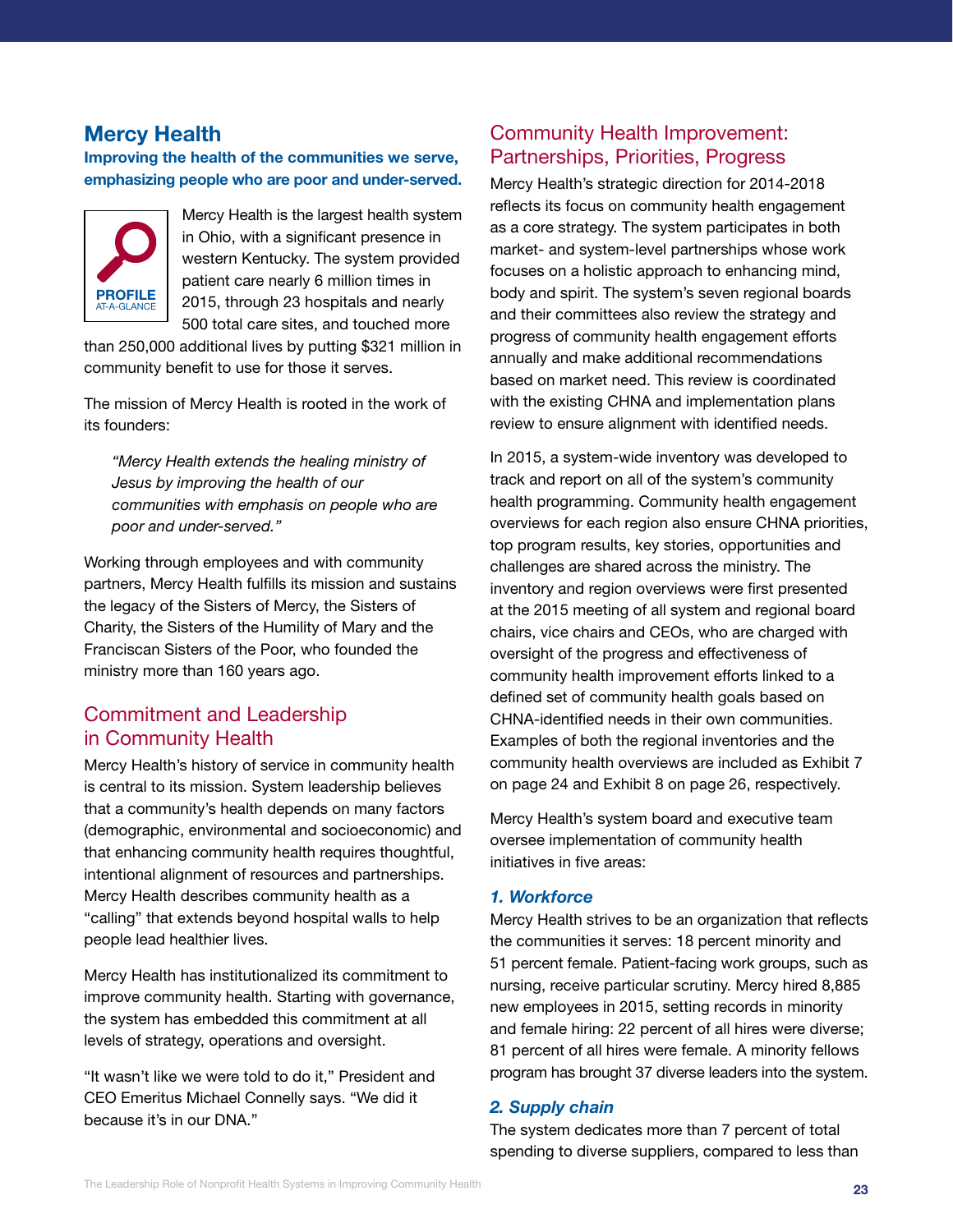## Mercy Health

**Improving the health of the communities we serve, emphasizing people who are poor and under-served.**

**PROFILE** AT-A-GLANCE

Mercy Health is the largest health system in Ohio, with a significant presence in western Kentucky. The system provided patient care nearly 6 million times in 2015, through 23 hospitals and nearly 500 total care sites, and touched more than 250,000 additional lives by putting $321 million in community benefit to use for those it serves.

The mission of Mercy Health is rooted in the work of its founders:

> *"Mercy Health extends the healing ministry of Jesus by improving the health of our communities with emphasis on people who are poor and under-served."*

Working through employees and with community partners, Mercy Health fulfills its mission and sustains the legacy of the Sisters of Mercy, the Sisters of Charity, the Sisters of the Humility of Mary and the Franciscan Sisters of the Poor, who founded the ministry more than 160 years ago.

### Commitment and Leadership in Community Health

Mercy Health's history of service in community health is central to its mission. System leadership believes that a community's health depends on many factors (demographic, environmental and socioeconomic) and that enhancing community health requires thoughtful, intentional alignment of resources and partnerships. Mercy Health describes community health as a "calling" that extends beyond hospital walls to help people lead healthier lives.

Mercy Health has institutionalized its commitment to improve community health. Starting with governance, the system has embedded this commitment at all levels of strategy, operations and oversight.

"It wasn't like we were told to do it," President and CEO Emeritus Michael Connelly says. "We did it because it's in our DNA."

### Community Health Improvement: Partnerships, Priorities, Progress

Mercy Health's strategic direction for 2014-2018 reflects its focus on community health engagement as a core strategy. The system participates in both market- and system-level partnerships whose work focuses on a holistic approach to enhancing mind, body and spirit. The system's seven regional boards and their committees also review the strategy and progress of community health engagement efforts annually and make additional recommendations based on market need. This review is coordinated with the existing CHNA and implementation plans review to ensure alignment with identified needs.

In 2015, a system-wide inventory was developed to track and report on all of the system's community health programming. Community health engagement overviews for each region also ensure CHNA priorities, top program results, key stories, opportunities and challenges are shared across the ministry. The inventory and region overviews were first presented at the 2015 meeting of all system and regional board chairs, vice chairs and CEOs, who are charged with oversight of the progress and effectiveness of community health improvement efforts linked to a defined set of community health goals based on CHNA-identified needs in their own communities. Examples of both the regional inventories and the community health overviews are included as Exhibit 7 on page 24 and Exhibit 8 on page 26, respectively.

Mercy Health's system board and executive team oversee implementation of community health initiatives in five areas:

#### *1. Workforce*

Mercy Health strives to be an organization that reflects the communities it serves: 18 percent minority and 51 percent female. Patient-facing work groups, such as nursing, receive particular scrutiny. Mercy hired 8,885 new employees in 2015, setting records in minority and female hiring: 22 percent of all hires were diverse; 81 percent of all hires were female. A minority fellows program has brought 37 diverse leaders into the system.

#### *2. Supply chain*

The system dedicates more than 7 percent of total spending to diverse suppliers, compared to less than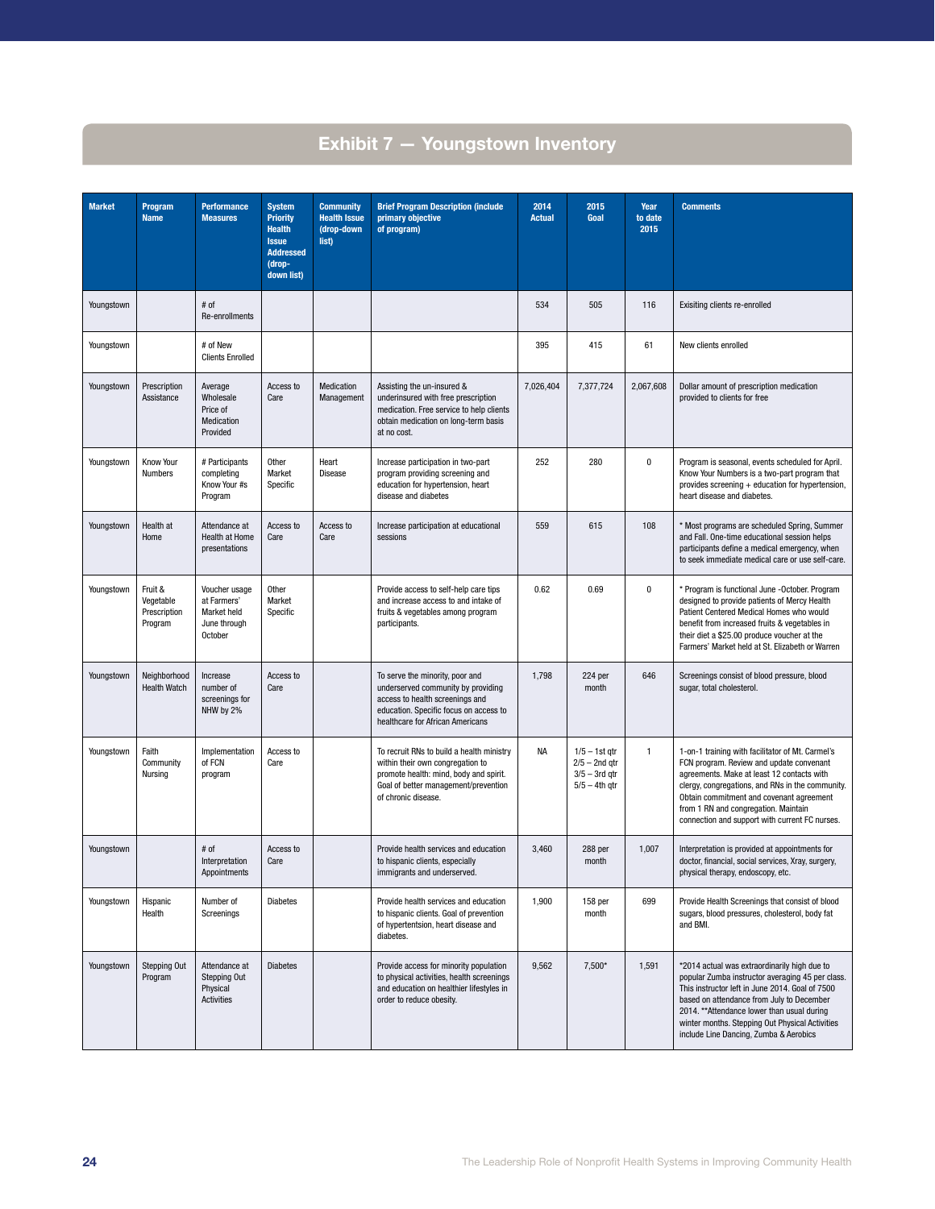## Exhibit 7 — Youngstown Inventory

| Market | Program Name | Performance Measures | System Priority Health Issue Addressed (drop-down list) | Community Health Issue (drop-down list) | Brief Program Description (include primary objective of program) | 2014 Actual | 2015 Goal | Year to date 2015 | Comments |
|---|---|---|---|---|---|---|---|---|---|
| Youngstown | | # of Re-enrollments | | | | 534 | 505 | 116 | Exisiting clients re-enrolled |
| Youngstown | | # of New Clients Enrolled | | | | 395 | 415 | 61 | New clients enrolled |
| Youngstown | Prescription Assistance | Average Wholesale Price of Medication Provided | Access to Care | Medication Management | Assisting the un-insured & underinsured with free prescription medication. Free service to help clients obtain medication on long-term basis at no cost. | 7,026,404 | 7,377,724 | 2,067,608 | Dollar amount of prescription medication provided to clients for free |
| Youngstown | Know Your Numbers | # Participants completing Know Your #s Program | Other Market Specific | Heart Disease | Increase participation in two-part program providing screening and education for hypertension, heart disease and diabetes | 252 | 280 | 0 | Program is seasonal, events scheduled for April. Know Your Numbers is a two-part program that provides screening + education for hypertension, heart disease and diabetes. |
| Youngstown | Health at Home | Attendance at Health at Home presentations | Access to Care | Access to Care | Increase participation at educational sessions | 559 | 615 | 108 | * Most programs are scheduled Spring, Summer and Fall. One-time educational session helps participants define a medical emergency, when to seek immediate medical care or use self-care. |
| Youngstown | Fruit & Vegetable Prescription Program | Voucher usage at Farmers' Market held June through October | Other Market Specific | | Provide access to self-help care tips and increase access to and intake of fruits & vegetables among program participants. | 0.62 | 0.69 | 0 | * Program is functional June -October. Program designed to provide patients of Mercy Health Patient Centered Medical Homes who would benefit from increased fruits & vegetables in their diet a $25.00 produce voucher at the Farmers' Market held at St. Elizabeth or Warren |
| Youngstown | Neighborhood Health Watch | Increase number of screenings for NHW by 2% | Access to Care | | To serve the minority, poor and underserved community by providing access to health screenings and education. Specific focus on access to healthcare for African Americans | 1,798 | 224 per month | 646 | Screenings consist of blood pressure, blood sugar, total cholesterol. |
| Youngstown | Faith Community Nursing | Implementation of FCN program | Access to Care | | To recruit RNs to build a health ministry within their own congregation to promote health: mind, body and spirit. Goal of better management/prevention of chronic disease. | NA | 1/5 – 1st qtr 2/5 – 2nd qtr 3/5 – 3rd qtr 5/5 – 4th qtr | 1 | 1-on-1 training with facilitator of Mt. Carmel's FCN program. Review and update convenant agreements. Make at least 12 contacts with clergy, congregations, and RNs in the community. Obtain commitment and covenant agreement from 1 RN and congregation. Maintain connection and support with current FC nurses. |
| Youngstown | | # of Interpretation Appointments | Access to Care | | Provide health services and education to hispanic clients, especially immigrants and underserved. | 3,460 | 288 per month | 1,007 | Interpretation is provided at appointments for doctor, financial, social services, Xray, surgery, physical therapy, endoscopy, etc. |
| Youngstown | Hispanic Health | Number of Screenings | Diabetes | | Provide health services and education to hispanic clients. Goal of prevention of hypertension, heart disease and diabetes. | 1,900 | 158 per month | 699 | Provide Health Screenings that consist of blood sugars, blood pressures, cholesterol, body fat and BMI. |
| Youngstown | Stepping Out Program | Attendance at Stepping Out Physical Activities | Diabetes | | Provide access for minority population to physical activities, health screenings and education on healthier lifestyles in order to reduce obesity. | 9,562 | 7,500* | 1,591 | *2014 actual was extraordinarily high due to popular Zumba instructor averaging 45 per class. This instructor left in June 2014. Goal of 7500 based on attendance from July to December 2014. **Attendance lower than usual during winter months. Stepping Out Physical Activities include Line Dancing, Zumba & Aerobics |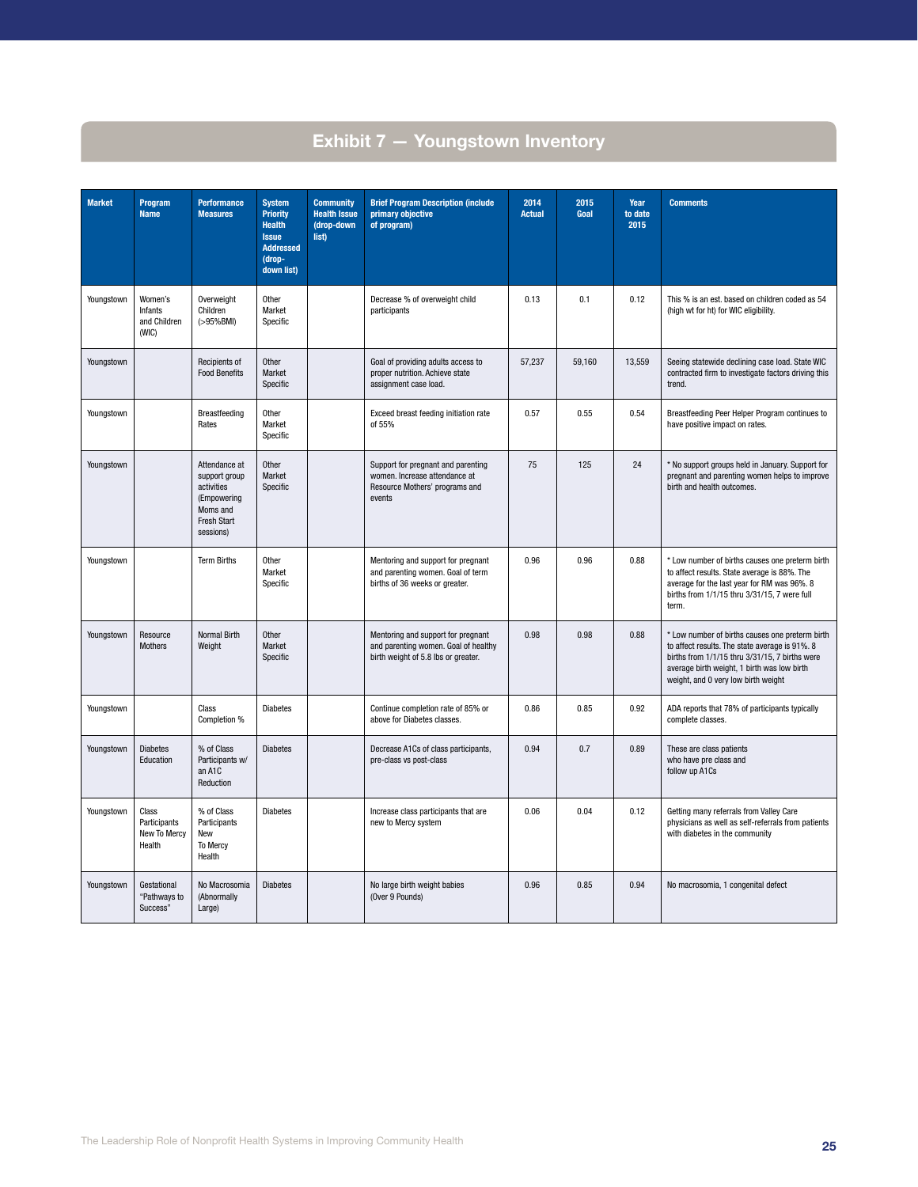## Exhibit 7 — Youngstown Inventory

| Market | Program Name | Performance Measures | System Priority Health Issue Addressed (drop-down list) | Community Health Issue (drop-down list) | Brief Program Description (include primary objective of program) | 2014 Actual | 2015 Goal | Year to date 2015 | Comments |
|---|---|---|---|---|---|---|---|---|---|
| Youngstown | Women's Infants and Children (WIC) | Overweight Children (>95%BMI) | Other Market Specific | | Decrease % of overweight child participants | 0.13 | 0.1 | 0.12 | This % is an est. based on children coded as 54 (high wt for ht) for WIC eligibility. |
| Youngstown | | Recipients of Food Benefits | Other Market Specific | | Goal of providing adults access to proper nutrition. Achieve state assignment case load. | 57,237 | 59,160 | 13,559 | Seeing statewide declining case load. State WIC contracted firm to investigate factors driving this trend. |
| Youngstown | | Breastfeeding Rates | Other Market Specific | | Exceed breast feeding initiation rate of 55% | 0.57 | 0.55 | 0.54 | Breastfeeding Peer Helper Program continues to have positive impact on rates. |
| Youngstown | | Attendance at support group activities (Empowering Moms and Fresh Start sessions) | Other Market Specific | | Support for pregnant and parenting women. Increase attendance at Resource Mothers' programs and events | 75 | 125 | 24 | * No support groups held in January. Support for pregnant and parenting women helps to improve birth and health outcomes. |
| Youngstown | | Term Births | Other Market Specific | | Mentoring and support for pregnant and parenting women. Goal of term births of 36 weeks or greater. | 0.96 | 0.96 | 0.88 | * Low number of births causes one preterm birth to affect results. State average is 88%. The average for the last year for RM was 96%. 8 births from 1/1/15 thru 3/31/15, 7 were full term. |
| Youngstown | Resource Mothers | Normal Birth Weight | Other Market Specific | | Mentoring and support for pregnant and parenting women. Goal of healthy birth weight of 5.8 lbs or greater. | 0.98 | 0.98 | 0.88 | * Low number of births causes one preterm birth to affect results. The state average is 91%. 8 births from 1/1/15 thru 3/31/15, 7 births were average birth weight, 1 birth was low birth weight, and 0 very low birth weight |
| Youngstown | | Class Completion % | Diabetes | | Continue completion rate of 85% or above for Diabetes classes. | 0.86 | 0.85 | 0.92 | ADA reports that 78% of participants typically complete classes. |
| Youngstown | Diabetes Education | % of Class Participants w/ an A1C Reduction | Diabetes | | Decrease A1Cs of class participants, pre-class vs post-class | 0.94 | 0.7 | 0.89 | These are class patients who have pre class and follow up A1Cs |
| Youngstown | Class Participants New To Mercy Health | % of Class Participants New To Mercy Health | Diabetes | | Increase class participants that are new to Mercy system | 0.06 | 0.04 | 0.12 | Getting many referrals from Valley Care physicians as well as self-referrals from patients with diabetes in the community |
| Youngstown | Gestational "Pathways to Success" | No Macrosomia (Abnormally Large) | Diabetes | | No large birth weight babies (Over 9 Pounds) | 0.96 | 0.85 | 0.94 | No macrosomia, 1 congenital defect |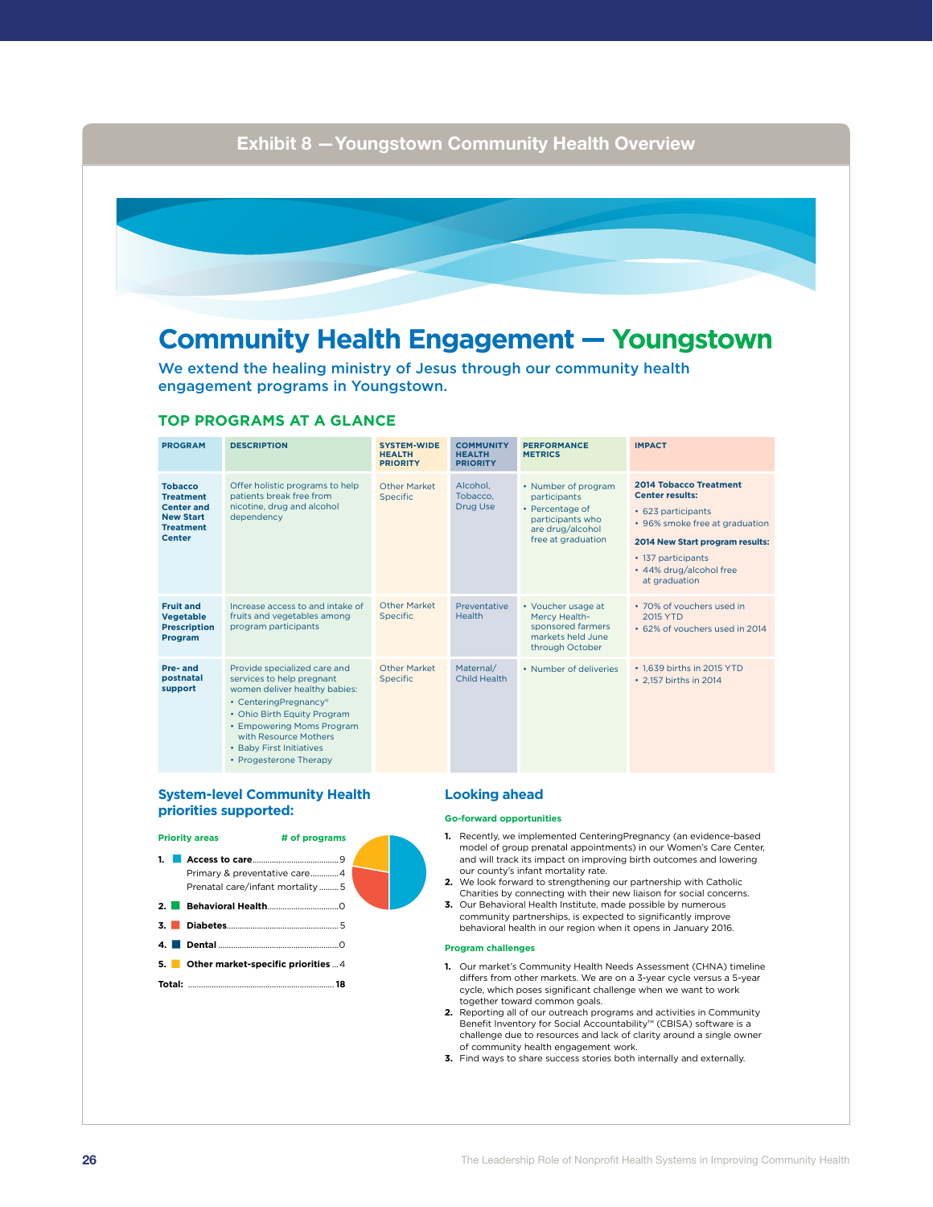## Exhibit 8 — Youngstown Community Health Overview

# Community Health Engagement — Youngstown

We extend the healing ministry of Jesus through our community health engagement programs in Youngstown.

### TOP PROGRAMS AT A GLANCE

| PROGRAM | DESCRIPTION | SYSTEM-WIDE HEALTH PRIORITY | COMMUNITY HEALTH PRIORITY | PERFORMANCE METRICS | IMPACT |
|---|---|---|---|---|---|
| **Tobacco Treatment Center and New Start Treatment Center** | Offer holistic programs to help patients break free from nicotine, drug and alcohol dependency | Other Market Specific | Alcohol, Tobacco, Drug Use | • Number of program participants<br>• Percentage of participants who are drug/alcohol free at graduation | **2014 Tobacco Treatment Center results:**<br>• 623 participants<br>• 96% smoke free at graduation<br>**2014 New Start program results:**<br>• 137 participants<br>• 44% drug/alcohol free at graduation |
| **Fruit and Vegetable Prescription Program** | Increase access to and intake of fruits and vegetables among program participants | Other Market Specific | Preventative Health | • Voucher usage at Mercy Health-sponsored farmers markets held June through October | • 70% of vouchers used in 2015 YTD<br>• 62% of vouchers used in 2014 |
| **Pre- and postnatal support** | Provide specialized care and services to help pregnant women deliver healthy babies:<br>• CenteringPregnancy®<br>• Ohio Birth Equity Program<br>• Empowering Moms Program with Resource Mothers<br>• Baby First Initiatives<br>• Progesterone Therapy | Other Market Specific | Maternal/ Child Health | • Number of deliveries | • 1,639 births in 2015 YTD<br>• 2,157 births in 2014 |

### System-level Community Health priorities supported:

| Priority areas | # of programs |
|---|---|
| 1. **Access to care** | 9 |
| Primary & preventative care | 4 |
| Prenatal care/infant mortality | 5 |
| 2. **Behavioral Health** | 0 |
| 3. **Diabetes** | 5 |
| 4. **Dental** | 0 |
| 5. **Other market-specific priorities** | 4 |
| **Total:** | **18** |

### Looking ahead

**Go-forward opportunities**

1. Recently, we implemented CenteringPregnancy (an evidence-based model of group prenatal appointments) in our Women's Care Center, and will track its impact on improving birth outcomes and lowering our county's infant mortality rate.
2. We look forward to strengthening our partnership with Catholic Charities by connecting with their new liaison for social concerns.
3. Our Behavioral Health Institute, made possible by numerous community partnerships, is expected to significantly improve behavioral health in our region when it opens in January 2016.

**Program challenges**

1. Our market's Community Health Needs Assessment (CHNA) timeline differs from other markets. We are on a 3-year cycle versus a 5-year cycle, which poses significant challenge when we want to work together toward common goals.
2. Reporting all of our outreach programs and activities in Community Benefit Inventory for Social Accountability™ (CBISA) software is a challenge due to resources and lack of clarity around a single owner of community health engagement work.
3. Find ways to share success stories both internally and externally.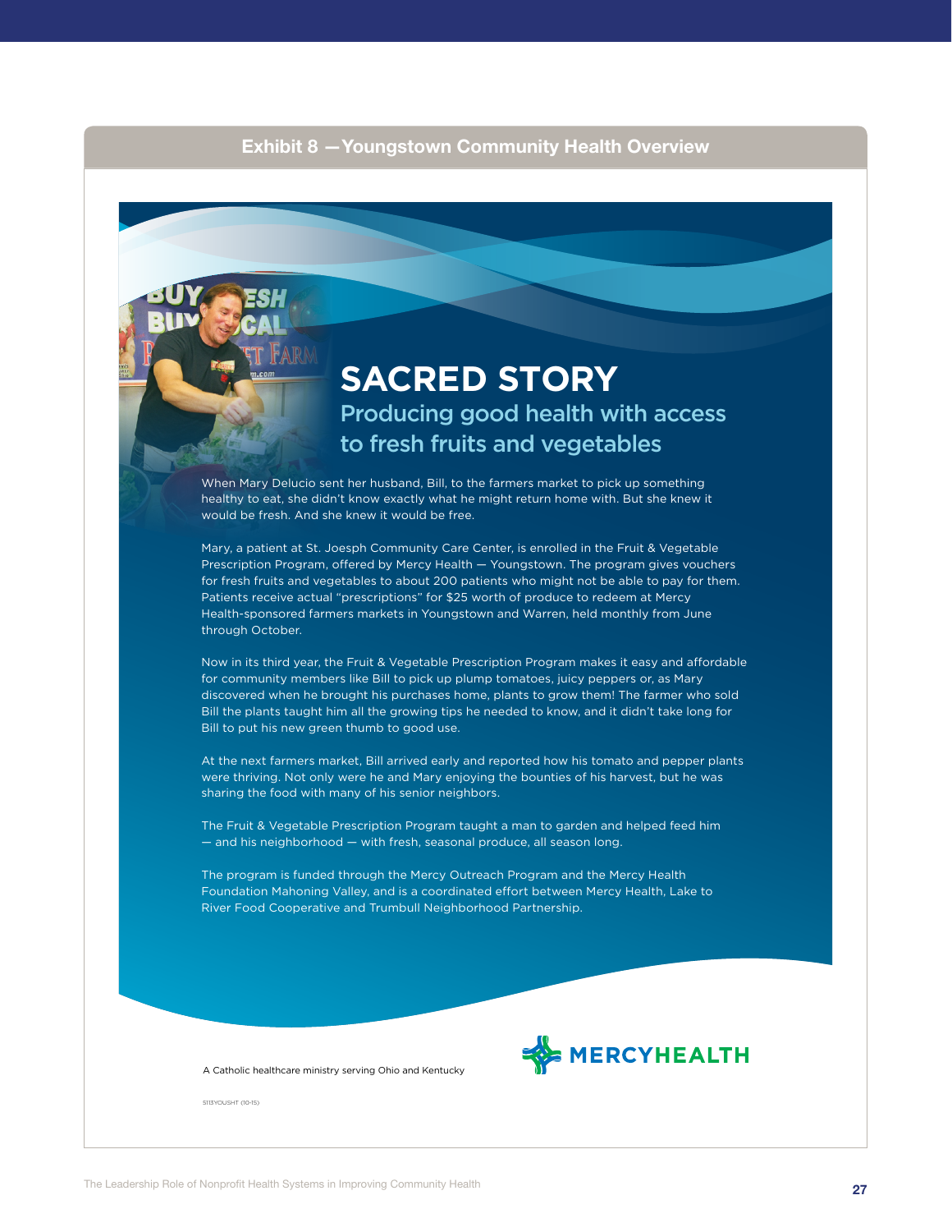## Exhibit 8 — Youngstown Community Health Overview

# SACRED STORY

## Producing good health with access to fresh fruits and vegetables

When Mary Delucio sent her husband, Bill, to the farmers market to pick up something healthy to eat, she didn't know exactly what he might return home with. But she knew it would be fresh. And she knew it would be free.

Mary, a patient at St. Joesph Community Care Center, is enrolled in the Fruit & Vegetable Prescription Program, offered by Mercy Health — Youngstown. The program gives vouchers for fresh fruits and vegetables to about 200 patients who might not be able to pay for them. Patients receive actual "prescriptions" for $25 worth of produce to redeem at Mercy Health-sponsored farmers markets in Youngstown and Warren, held monthly from June through October.

Now in its third year, the Fruit & Vegetable Prescription Program makes it easy and affordable for community members like Bill to pick up plump tomatoes, juicy peppers or, as Mary discovered when he brought his purchases home, plants to grow them! The farmer who sold Bill the plants taught him all the growing tips he needed to know, and it didn't take long for Bill to put his new green thumb to good use.

At the next farmers market, Bill arrived early and reported how his tomato and pepper plants were thriving. Not only were he and Mary enjoying the bounties of his harvest, but he was sharing the food with many of his senior neighbors.

The Fruit & Vegetable Prescription Program taught a man to garden and helped feed him — and his neighborhood — with fresh, seasonal produce, all season long.

The program is funded through the Mercy Outreach Program and the Mercy Health Foundation Mahoning Valley, and is a coordinated effort between Mercy Health, Lake to River Food Cooperative and Trumbull Neighborhood Partnership.

A Catholic healthcare ministry serving Ohio and Kentucky

MERCYHEALTH

5113YOUSHT (10-15)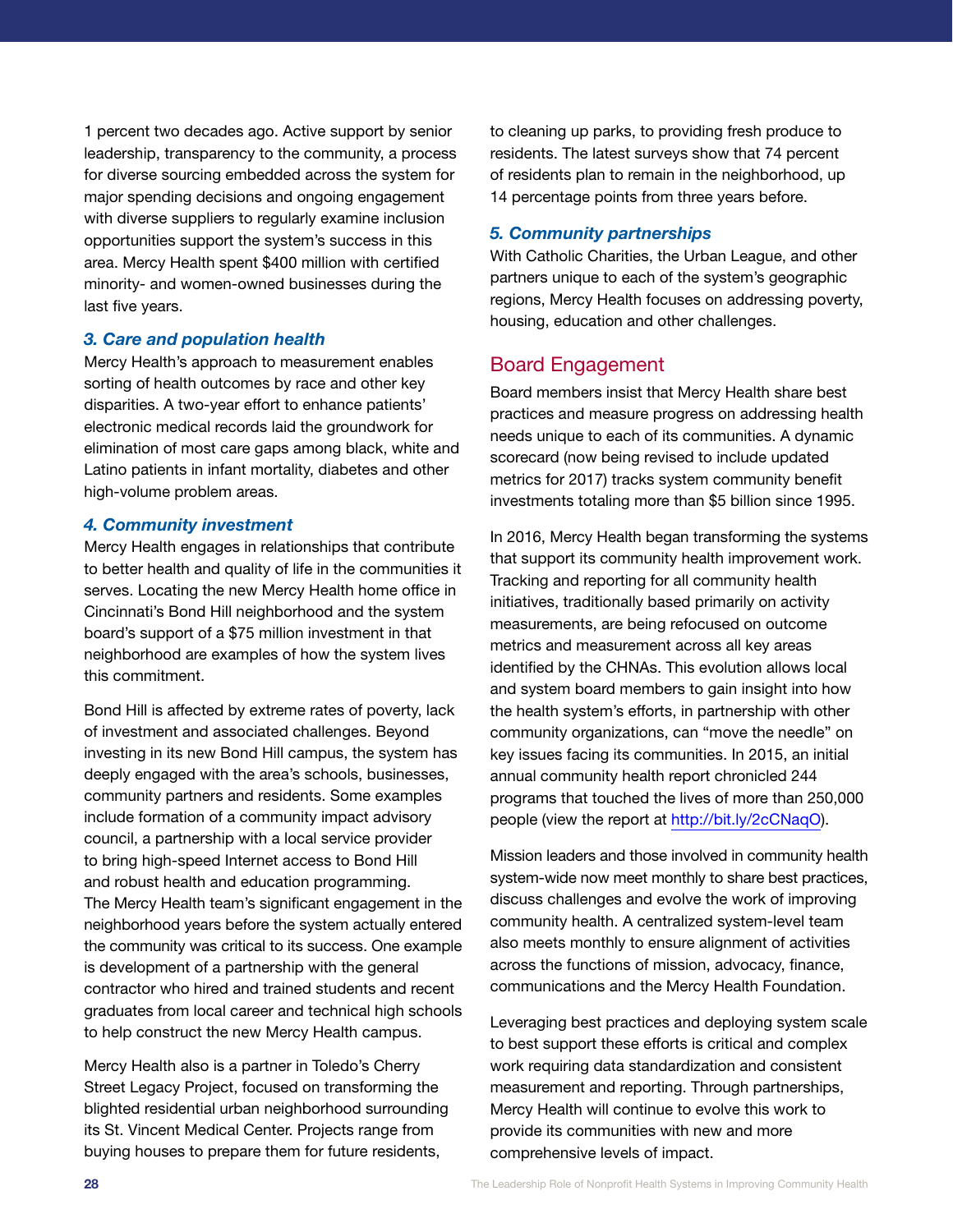1 percent two decades ago. Active support by senior leadership, transparency to the community, a process for diverse sourcing embedded across the system for major spending decisions and ongoing engagement with diverse suppliers to regularly examine inclusion opportunities support the system's success in this area. Mercy Health spent $400 million with certified minority- and women-owned businesses during the last five years.

***3. Care and population health***

Mercy Health's approach to measurement enables sorting of health outcomes by race and other key disparities. A two-year effort to enhance patients' electronic medical records laid the groundwork for elimination of most care gaps among black, white and Latino patients in infant mortality, diabetes and other high-volume problem areas.

***4. Community investment***

Mercy Health engages in relationships that contribute to better health and quality of life in the communities it serves. Locating the new Mercy Health home office in Cincinnati's Bond Hill neighborhood and the system board's support of a $75 million investment in that neighborhood are examples of how the system lives this commitment.

Bond Hill is affected by extreme rates of poverty, lack of investment and associated challenges. Beyond investing in its new Bond Hill campus, the system has deeply engaged with the area's schools, businesses, community partners and residents. Some examples include formation of a community impact advisory council, a partnership with a local service provider to bring high-speed Internet access to Bond Hill and robust health and education programming. The Mercy Health team's significant engagement in the neighborhood years before the system actually entered the community was critical to its success. One example is development of a partnership with the general contractor who hired and trained students and recent graduates from local career and technical high schools to help construct the new Mercy Health campus.

Mercy Health also is a partner in Toledo's Cherry Street Legacy Project, focused on transforming the blighted residential urban neighborhood surrounding its St. Vincent Medical Center. Projects range from buying houses to prepare them for future residents, to cleaning up parks, to providing fresh produce to residents. The latest surveys show that 74 percent of residents plan to remain in the neighborhood, up 14 percentage points from three years before.

***5. Community partnerships***

With Catholic Charities, the Urban League, and other partners unique to each of the system's geographic regions, Mercy Health focuses on addressing poverty, housing, education and other challenges.

## Board Engagement

Board members insist that Mercy Health share best practices and measure progress on addressing health needs unique to each of its communities. A dynamic scorecard (now being revised to include updated metrics for 2017) tracks system community benefit investments totaling more than $5 billion since 1995.

In 2016, Mercy Health began transforming the systems that support its community health improvement work. Tracking and reporting for all community health initiatives, traditionally based primarily on activity measurements, are being refocused on outcome metrics and measurement across all key areas identified by the CHNAs. This evolution allows local and system board members to gain insight into how the health system's efforts, in partnership with other community organizations, can "move the needle" on key issues facing its communities. In 2015, an initial annual community health report chronicled 244 programs that touched the lives of more than 250,000 people (view the report at http://bit.ly/2cCNaqO).

Mission leaders and those involved in community health system-wide now meet monthly to share best practices, discuss challenges and evolve the work of improving community health. A centralized system-level team also meets monthly to ensure alignment of activities across the functions of mission, advocacy, finance, communications and the Mercy Health Foundation.

Leveraging best practices and deploying system scale to best support these efforts is critical and complex work requiring data standardization and consistent measurement and reporting. Through partnerships, Mercy Health will continue to evolve this work to provide its communities with new and more comprehensive levels of impact.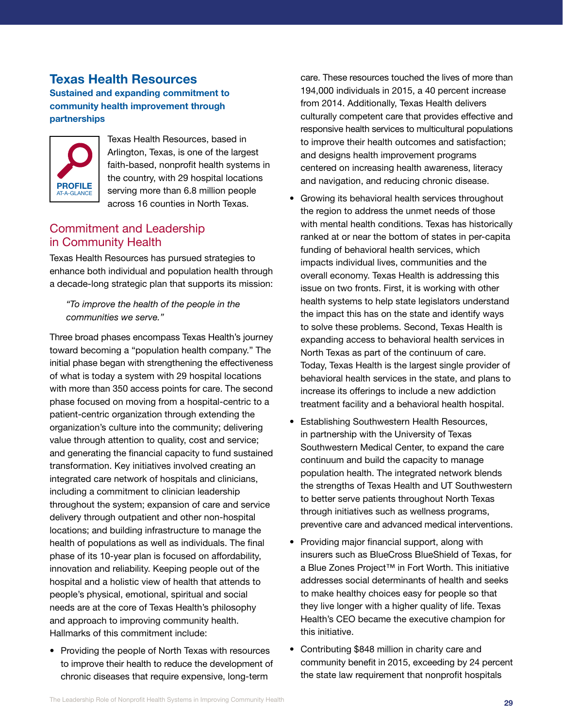## Texas Health Resources

### Sustained and expanding commitment to community health improvement through partnerships

PROFILE AT-A-GLANCE

Texas Health Resources, based in Arlington, Texas, is one of the largest faith-based, nonprofit health systems in the country, with 29 hospital locations serving more than 6.8 million people across 16 counties in North Texas.

### Commitment and Leadership in Community Health

Texas Health Resources has pursued strategies to enhance both individual and population health through a decade-long strategic plan that supports its mission:

> *"To improve the health of the people in the communities we serve."*

Three broad phases encompass Texas Health's journey toward becoming a "population health company." The initial phase began with strengthening the effectiveness of what is today a system with 29 hospital locations with more than 350 access points for care. The second phase focused on moving from a hospital-centric to a patient-centric organization through extending the organization's culture into the community; delivering value through attention to quality, cost and service; and generating the financial capacity to fund sustained transformation. Key initiatives involved creating an integrated care network of hospitals and clinicians, including a commitment to clinician leadership throughout the system; expansion of care and service delivery through outpatient and other non-hospital locations; and building infrastructure to manage the health of populations as well as individuals. The final phase of its 10-year plan is focused on affordability, innovation and reliability. Keeping people out of the hospital and a holistic view of health that attends to people's physical, emotional, spiritual and social needs are at the core of Texas Health's philosophy and approach to improving community health. Hallmarks of this commitment include:

- Providing the people of North Texas with resources to improve their health to reduce the development of chronic diseases that require expensive, long-term care. These resources touched the lives of more than 194,000 individuals in 2015, a 40 percent increase from 2014. Additionally, Texas Health delivers culturally competent care that provides effective and responsive health services to multicultural populations to improve their health outcomes and satisfaction; and designs health improvement programs centered on increasing health awareness, literacy and navigation, and reducing chronic disease.
- Growing its behavioral health services throughout the region to address the unmet needs of those with mental health conditions. Texas has historically ranked at or near the bottom of states in per-capita funding of behavioral health services, which impacts individual lives, communities and the overall economy. Texas Health is addressing this issue on two fronts. First, it is working with other health systems to help state legislators understand the impact this has on the state and identify ways to solve these problems. Second, Texas Health is expanding access to behavioral health services in North Texas as part of the continuum of care. Today, Texas Health is the largest single provider of behavioral health services in the state, and plans to increase its offerings to include a new addiction treatment facility and a behavioral health hospital.
- Establishing Southwestern Health Resources, in partnership with the University of Texas Southwestern Medical Center, to expand the care continuum and build the capacity to manage population health. The integrated network blends the strengths of Texas Health and UT Southwestern to better serve patients throughout North Texas through initiatives such as wellness programs, preventive care and advanced medical interventions.
- Providing major financial support, along with insurers such as BlueCross BlueShield of Texas, for a Blue Zones Project™ in Fort Worth. This initiative addresses social determinants of health and seeks to make healthy choices easy for people so that they live longer with a higher quality of life. Texas Health's CEO became the executive champion for this initiative.
- Contributing $848 million in charity care and community benefit in 2015, exceeding by 24 percent the state law requirement that nonprofit hospitals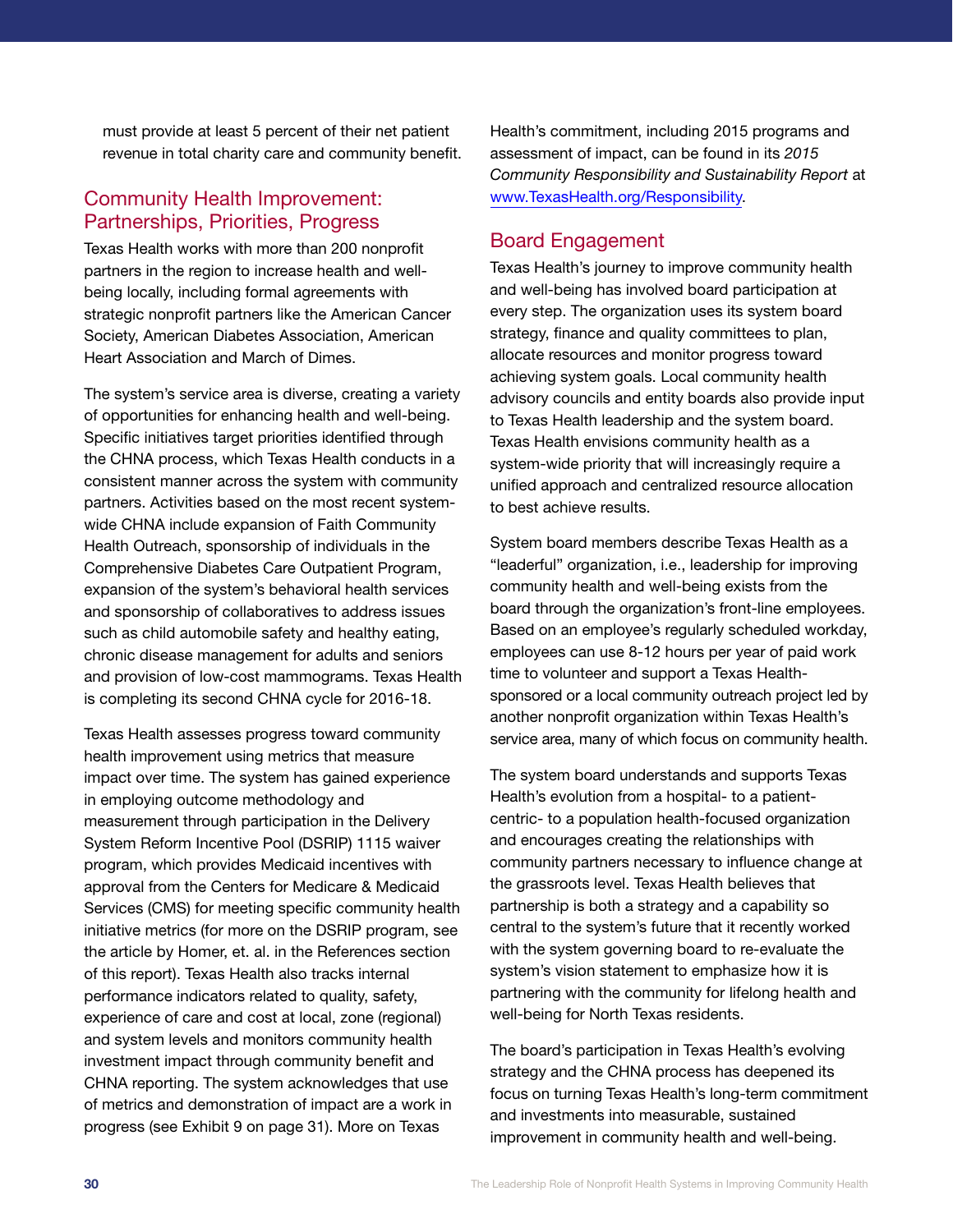must provide at least 5 percent of their net patient revenue in total charity care and community benefit.

## Community Health Improvement: Partnerships, Priorities, Progress

Texas Health works with more than 200 nonprofit partners in the region to increase health and well-being locally, including formal agreements with strategic nonprofit partners like the American Cancer Society, American Diabetes Association, American Heart Association and March of Dimes.

The system's service area is diverse, creating a variety of opportunities for enhancing health and well-being. Specific initiatives target priorities identified through the CHNA process, which Texas Health conducts in a consistent manner across the system with community partners. Activities based on the most recent system-wide CHNA include expansion of Faith Community Health Outreach, sponsorship of individuals in the Comprehensive Diabetes Care Outpatient Program, expansion of the system's behavioral health services and sponsorship of collaboratives to address issues such as child automobile safety and healthy eating, chronic disease management for adults and seniors and provision of low-cost mammograms. Texas Health is completing its second CHNA cycle for 2016-18.

Texas Health assesses progress toward community health improvement using metrics that measure impact over time. The system has gained experience in employing outcome methodology and measurement through participation in the Delivery System Reform Incentive Pool (DSRIP) 1115 waiver program, which provides Medicaid incentives with approval from the Centers for Medicare & Medicaid Services (CMS) for meeting specific community health initiative metrics (for more on the DSRIP program, see the article by Homer, et. al. in the References section of this report). Texas Health also tracks internal performance indicators related to quality, safety, experience of care and cost at local, zone (regional) and system levels and monitors community health investment impact through community benefit and CHNA reporting. The system acknowledges that use of metrics and demonstration of impact are a work in progress (see Exhibit 9 on page 31). More on Texas Health's commitment, including 2015 programs and assessment of impact, can be found in its *2015 Community Responsibility and Sustainability Report* at www.TexasHealth.org/Responsibility.

## Board Engagement

Texas Health's journey to improve community health and well-being has involved board participation at every step. The organization uses its system board strategy, finance and quality committees to plan, allocate resources and monitor progress toward achieving system goals. Local community health advisory councils and entity boards also provide input to Texas Health leadership and the system board. Texas Health envisions community health as a system-wide priority that will increasingly require a unified approach and centralized resource allocation to best achieve results.

System board members describe Texas Health as a "leaderful" organization, i.e., leadership for improving community health and well-being exists from the board through the organization's front-line employees. Based on an employee's regularly scheduled workday, employees can use 8-12 hours per year of paid work time to volunteer and support a Texas Health-sponsored or a local community outreach project led by another nonprofit organization within Texas Health's service area, many of which focus on community health.

The system board understands and supports Texas Health's evolution from a hospital- to a patient-centric- to a population health-focused organization and encourages creating the relationships with community partners necessary to influence change at the grassroots level. Texas Health believes that partnership is both a strategy and a capability so central to the system's future that it recently worked with the system governing board to re-evaluate the system's vision statement to emphasize how it is partnering with the community for lifelong health and well-being for North Texas residents.

The board's participation in Texas Health's evolving strategy and the CHNA process has deepened its focus on turning Texas Health's long-term commitment and investments into measurable, sustained improvement in community health and well-being.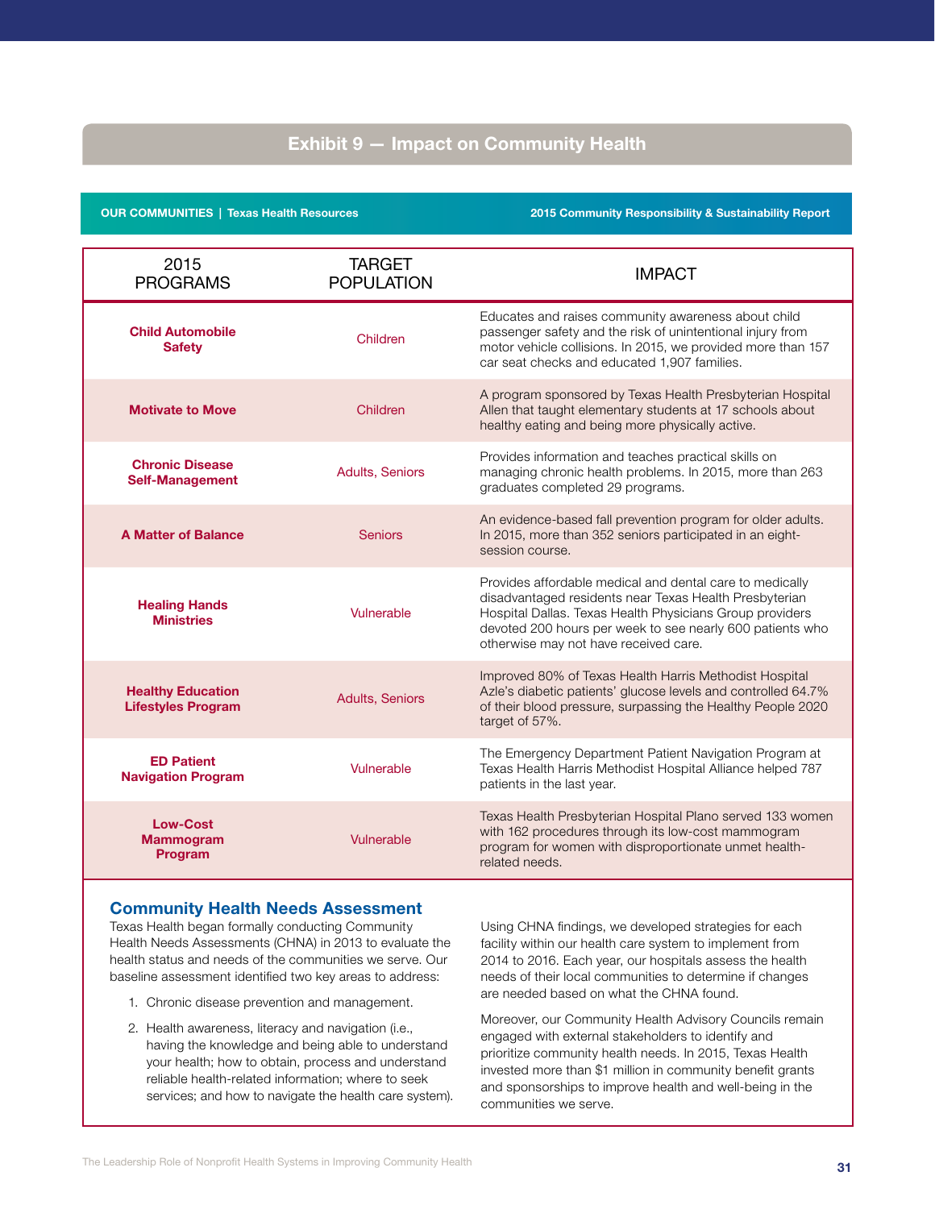## Exhibit 9 — Impact on Community Health

**OUR COMMUNITIES | Texas Health Resources** — **2015 Community Responsibility & Sustainability Report**

| 2015 PROGRAMS | TARGET POPULATION | IMPACT |
|---|---|---|
| **Child Automobile Safety** | Children | Educates and raises community awareness about child passenger safety and the risk of unintentional injury from motor vehicle collisions. In 2015, we provided more than 157 car seat checks and educated 1,907 families. |
| **Motivate to Move** | Children | A program sponsored by Texas Health Presbyterian Hospital Allen that taught elementary students at 17 schools about healthy eating and being more physically active. |
| **Chronic Disease Self-Management** | Adults, Seniors | Provides information and teaches practical skills on managing chronic health problems. In 2015, more than 263 graduates completed 29 programs. |
| **A Matter of Balance** | Seniors | An evidence-based fall prevention program for older adults. In 2015, more than 352 seniors participated in an eight-session course. |
| **Healing Hands Ministries** | Vulnerable | Provides affordable medical and dental care to medically disadvantaged residents near Texas Health Presbyterian Hospital Dallas. Texas Health Physicians Group providers devoted 200 hours per week to see nearly 600 patients who otherwise may not have received care. |
| **Healthy Education Lifestyles Program** | Adults, Seniors | Improved 80% of Texas Health Harris Methodist Hospital Azle's diabetic patients' glucose levels and controlled 64.7% of their blood pressure, surpassing the Healthy People 2020 target of 57%. |
| **ED Patient Navigation Program** | Vulnerable | The Emergency Department Patient Navigation Program at Texas Health Harris Methodist Hospital Alliance helped 787 patients in the last year. |
| **Low-Cost Mammogram Program** | Vulnerable | Texas Health Presbyterian Hospital Plano served 133 women with 162 procedures through its low-cost mammogram program for women with disproportionate unmet health-related needs. |

### Community Health Needs Assessment

Texas Health began formally conducting Community Health Needs Assessments (CHNA) in 2013 to evaluate the health status and needs of the communities we serve. Our baseline assessment identified two key areas to address:

1. Chronic disease prevention and management.
2. Health awareness, literacy and navigation (i.e., having the knowledge and being able to understand your health; how to obtain, process and understand reliable health-related information; where to seek services; and how to navigate the health care system).

Using CHNA findings, we developed strategies for each facility within our health care system to implement from 2014 to 2016. Each year, our hospitals assess the health needs of their local communities to determine if changes are needed based on what the CHNA found.

Moreover, our Community Health Advisory Councils remain engaged with external stakeholders to identify and prioritize community health needs. In 2015, Texas Health invested more than $1 million in community benefit grants and sponsorships to improve health and well-being in the communities we serve.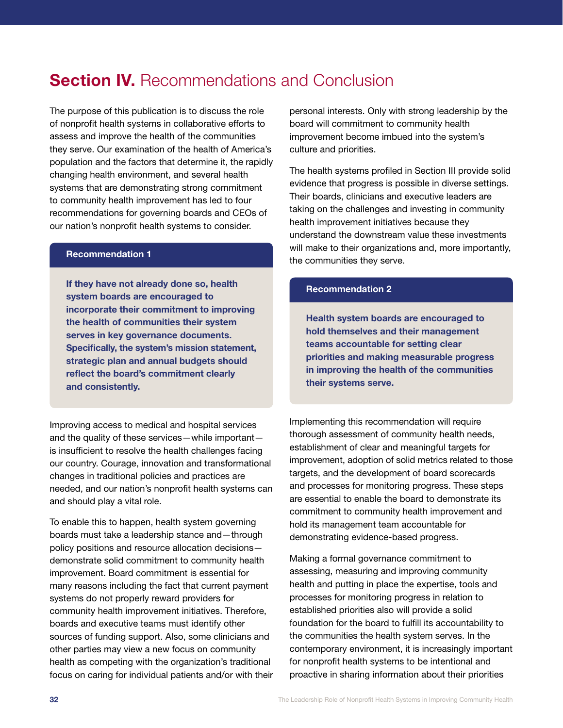# **Section IV.** Recommendations and Conclusion

The purpose of this publication is to discuss the role of nonprofit health systems in collaborative efforts to assess and improve the health of the communities they serve. Our examination of the health of America's population and the factors that determine it, the rapidly changing health environment, and several health systems that are demonstrating strong commitment to community health improvement has led to four recommendations for governing boards and CEOs of our nation's nonprofit health systems to consider.

**Recommendation 1**

**If they have not already done so, health system boards are encouraged to incorporate their commitment to improving the health of communities their system serves in key governance documents. Specifically, the system's mission statement, strategic plan and annual budgets should reflect the board's commitment clearly and consistently.**

Improving access to medical and hospital services and the quality of these services—while important—is insufficient to resolve the health challenges facing our country. Courage, innovation and transformational changes in traditional policies and practices are needed, and our nation's nonprofit health systems can and should play a vital role.

To enable this to happen, health system governing boards must take a leadership stance and—through policy positions and resource allocation decisions—demonstrate solid commitment to community health improvement. Board commitment is essential for many reasons including the fact that current payment systems do not properly reward providers for community health improvement initiatives. Therefore, boards and executive teams must identify other sources of funding support. Also, some clinicians and other parties may view a new focus on community health as competing with the organization's traditional focus on caring for individual patients and/or with their personal interests. Only with strong leadership by the board will commitment to community health improvement become imbued into the system's culture and priorities.

The health systems profiled in Section III provide solid evidence that progress is possible in diverse settings. Their boards, clinicians and executive leaders are taking on the challenges and investing in community health improvement initiatives because they understand the downstream value these investments will make to their organizations and, more importantly, the communities they serve.

**Recommendation 2**

**Health system boards are encouraged to hold themselves and their management teams accountable for setting clear priorities and making measurable progress in improving the health of the communities their systems serve.**

Implementing this recommendation will require thorough assessment of community health needs, establishment of clear and meaningful targets for improvement, adoption of solid metrics related to those targets, and the development of board scorecards and processes for monitoring progress. These steps are essential to enable the board to demonstrate its commitment to community health improvement and hold its management team accountable for demonstrating evidence-based progress.

Making a formal governance commitment to assessing, measuring and improving community health and putting in place the expertise, tools and processes for monitoring progress in relation to established priorities also will provide a solid foundation for the board to fulfill its accountability to the communities the health system serves. In the contemporary environment, it is increasingly important for nonprofit health systems to be intentional and proactive in sharing information about their priorities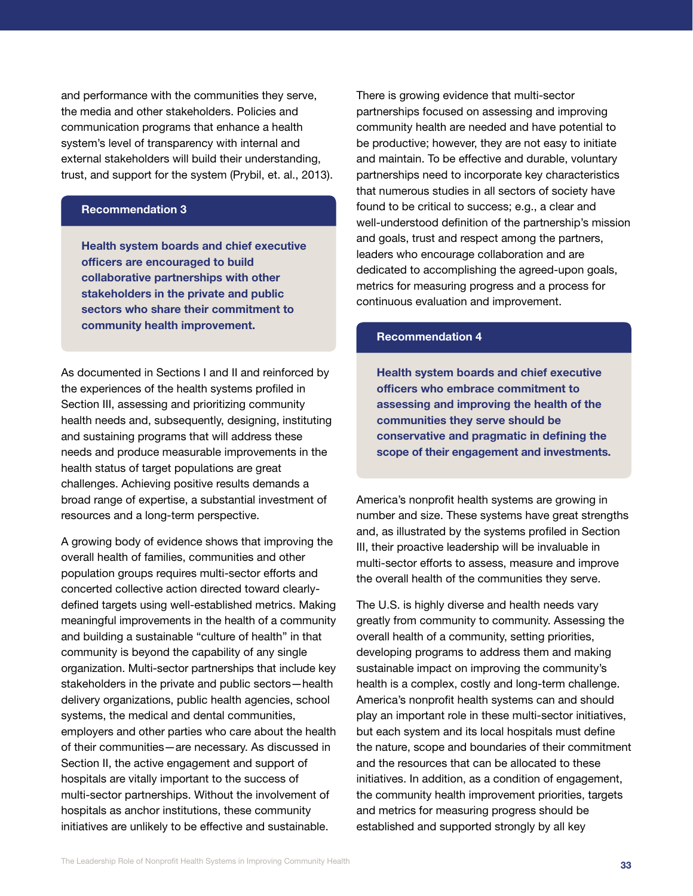and performance with the communities they serve, the media and other stakeholders. Policies and communication programs that enhance a health system's level of transparency with internal and external stakeholders will build their understanding, trust, and support for the system (Prybil, et. al., 2013).

### Recommendation 3

**Health system boards and chief executive officers are encouraged to build collaborative partnerships with other stakeholders in the private and public sectors who share their commitment to community health improvement.**

As documented in Sections I and II and reinforced by the experiences of the health systems profiled in Section III, assessing and prioritizing community health needs and, subsequently, designing, instituting and sustaining programs that will address these needs and produce measurable improvements in the health status of target populations are great challenges. Achieving positive results demands a broad range of expertise, a substantial investment of resources and a long-term perspective.

A growing body of evidence shows that improving the overall health of families, communities and other population groups requires multi-sector efforts and concerted collective action directed toward clearly-defined targets using well-established metrics. Making meaningful improvements in the health of a community and building a sustainable "culture of health" in that community is beyond the capability of any single organization. Multi-sector partnerships that include key stakeholders in the private and public sectors—health delivery organizations, public health agencies, school systems, the medical and dental communities, employers and other parties who care about the health of their communities—are necessary. As discussed in Section II, the active engagement and support of hospitals are vitally important to the success of multi-sector partnerships. Without the involvement of hospitals as anchor institutions, these community initiatives are unlikely to be effective and sustainable.

There is growing evidence that multi-sector partnerships focused on assessing and improving community health are needed and have potential to be productive; however, they are not easy to initiate and maintain. To be effective and durable, voluntary partnerships need to incorporate key characteristics that numerous studies in all sectors of society have found to be critical to success; e.g., a clear and well-understood definition of the partnership's mission and goals, trust and respect among the partners, leaders who encourage collaboration and are dedicated to accomplishing the agreed-upon goals, metrics for measuring progress and a process for continuous evaluation and improvement.

### Recommendation 4

**Health system boards and chief executive officers who embrace commitment to assessing and improving the health of the communities they serve should be conservative and pragmatic in defining the scope of their engagement and investments.**

America's nonprofit health systems are growing in number and size. These systems have great strengths and, as illustrated by the systems profiled in Section III, their proactive leadership will be invaluable in multi-sector efforts to assess, measure and improve the overall health of the communities they serve.

The U.S. is highly diverse and health needs vary greatly from community to community. Assessing the overall health of a community, setting priorities, developing programs to address them and making sustainable impact on improving the community's health is a complex, costly and long-term challenge. America's nonprofit health systems can and should play an important role in these multi-sector initiatives, but each system and its local hospitals must define the nature, scope and boundaries of their commitment and the resources that can be allocated to these initiatives. In addition, as a condition of engagement, the community health improvement priorities, targets and metrics for measuring progress should be established and supported strongly by all key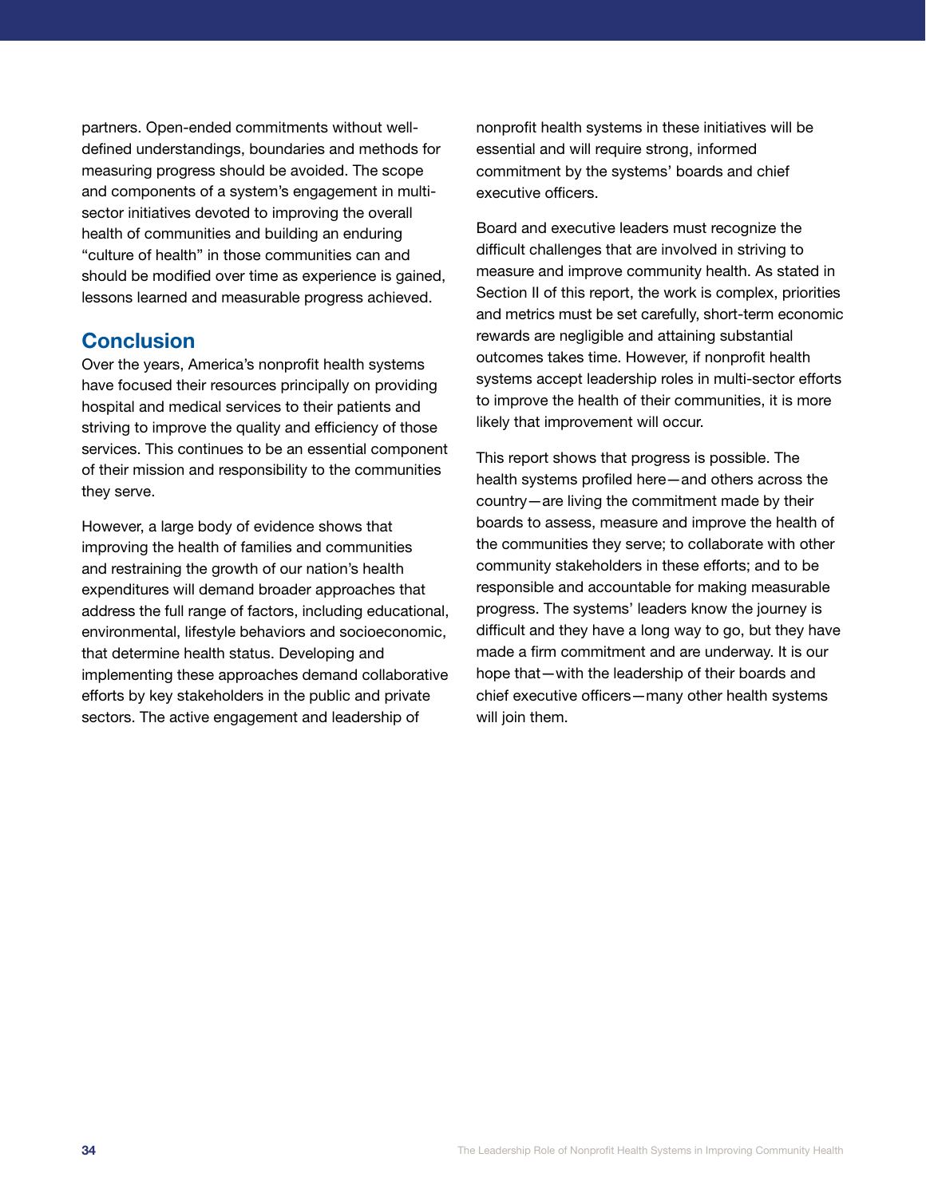partners. Open-ended commitments without well-defined understandings, boundaries and methods for measuring progress should be avoided. The scope and components of a system's engagement in multi-sector initiatives devoted to improving the overall health of communities and building an enduring "culture of health" in those communities can and should be modified over time as experience is gained, lessons learned and measurable progress achieved.

## Conclusion

Over the years, America's nonprofit health systems have focused their resources principally on providing hospital and medical services to their patients and striving to improve the quality and efficiency of those services. This continues to be an essential component of their mission and responsibility to the communities they serve.

However, a large body of evidence shows that improving the health of families and communities and restraining the growth of our nation's health expenditures will demand broader approaches that address the full range of factors, including educational, environmental, lifestyle behaviors and socioeconomic, that determine health status. Developing and implementing these approaches demand collaborative efforts by key stakeholders in the public and private sectors. The active engagement and leadership of nonprofit health systems in these initiatives will be essential and will require strong, informed commitment by the systems' boards and chief executive officers.

Board and executive leaders must recognize the difficult challenges that are involved in striving to measure and improve community health. As stated in Section II of this report, the work is complex, priorities and metrics must be set carefully, short-term economic rewards are negligible and attaining substantial outcomes takes time. However, if nonprofit health systems accept leadership roles in multi-sector efforts to improve the health of their communities, it is more likely that improvement will occur.

This report shows that progress is possible. The health systems profiled here—and others across the country—are living the commitment made by their boards to assess, measure and improve the health of the communities they serve; to collaborate with other community stakeholders in these efforts; and to be responsible and accountable for making measurable progress. The systems' leaders know the journey is difficult and they have a long way to go, but they have made a firm commitment and are underway. It is our hope that—with the leadership of their boards and chief executive officers—many other health systems will join them.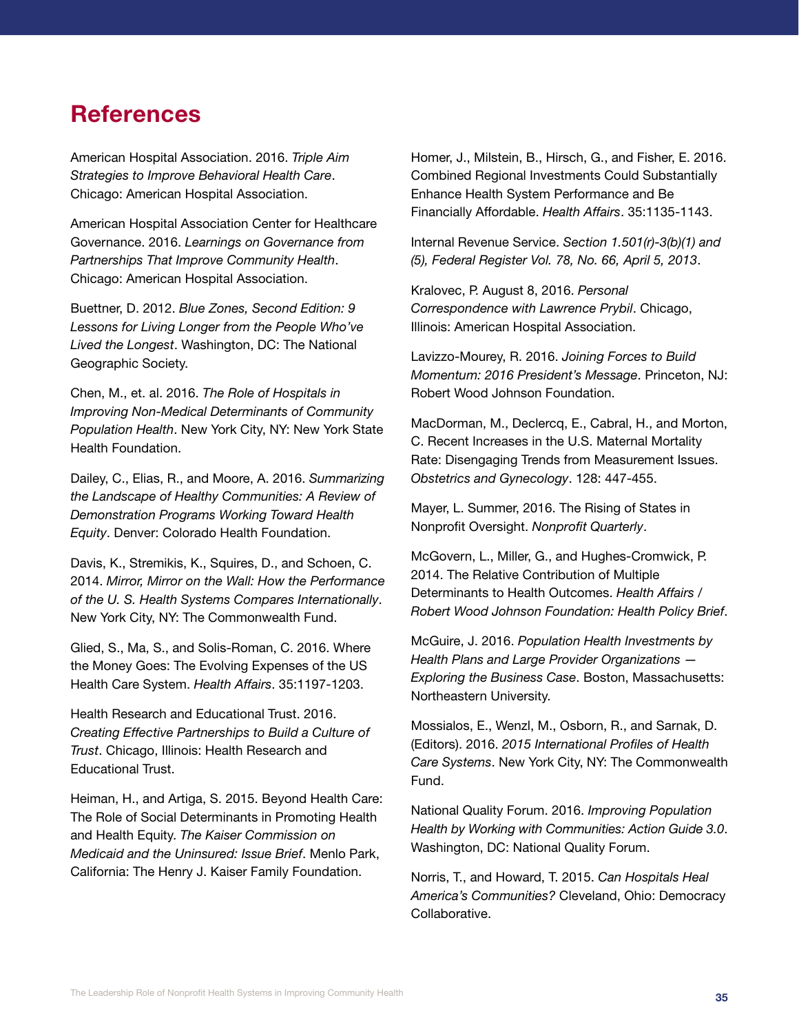# References

American Hospital Association. 2016. *Triple Aim Strategies to Improve Behavioral Health Care*. Chicago: American Hospital Association.

American Hospital Association Center for Healthcare Governance. 2016. *Learnings on Governance from Partnerships That Improve Community Health*. Chicago: American Hospital Association.

Buettner, D. 2012. *Blue Zones, Second Edition: 9 Lessons for Living Longer from the People Who've Lived the Longest*. Washington, DC: The National Geographic Society.

Chen, M., et. al. 2016. *The Role of Hospitals in Improving Non-Medical Determinants of Community Population Health*. New York City, NY: New York State Health Foundation.

Dailey, C., Elias, R., and Moore, A. 2016. *Summarizing the Landscape of Healthy Communities: A Review of Demonstration Programs Working Toward Health Equity*. Denver: Colorado Health Foundation.

Davis, K., Stremikis, K., Squires, D., and Schoen, C. 2014. *Mirror, Mirror on the Wall: How the Performance of the U. S. Health Systems Compares Internationally*. New York City, NY: The Commonwealth Fund.

Glied, S., Ma, S., and Solis-Roman, C. 2016. Where the Money Goes: The Evolving Expenses of the US Health Care System. *Health Affairs*. 35:1197-1203.

Health Research and Educational Trust. 2016. *Creating Effective Partnerships to Build a Culture of Trust*. Chicago, Illinois: Health Research and Educational Trust.

Heiman, H., and Artiga, S. 2015. Beyond Health Care: The Role of Social Determinants in Promoting Health and Health Equity. *The Kaiser Commission on Medicaid and the Uninsured: Issue Brief*. Menlo Park, California: The Henry J. Kaiser Family Foundation.

Homer, J., Milstein, B., Hirsch, G., and Fisher, E. 2016. Combined Regional Investments Could Substantially Enhance Health System Performance and Be Financially Affordable. *Health Affairs*. 35:1135-1143.

Internal Revenue Service. *Section 1.501(r)-3(b)(1) and (5), Federal Register Vol. 78, No. 66, April 5, 2013*.

Kralovec, P. August 8, 2016. *Personal Correspondence with Lawrence Prybil*. Chicago, Illinois: American Hospital Association.

Lavizzo-Mourey, R. 2016. *Joining Forces to Build Momentum: 2016 President's Message*. Princeton, NJ: Robert Wood Johnson Foundation.

MacDorman, M., Declercq, E., Cabral, H., and Morton, C. Recent Increases in the U.S. Maternal Mortality Rate: Disengaging Trends from Measurement Issues. *Obstetrics and Gynecology*. 128: 447-455.

Mayer, L. Summer, 2016. The Rising of States in Nonprofit Oversight. *Nonprofit Quarterly*.

McGovern, L., Miller, G., and Hughes-Cromwick, P. 2014. The Relative Contribution of Multiple Determinants to Health Outcomes. *Health Affairs / Robert Wood Johnson Foundation: Health Policy Brief*.

McGuire, J. 2016. *Population Health Investments by Health Plans and Large Provider Organizations — Exploring the Business Case*. Boston, Massachusetts: Northeastern University.

Mossialos, E., Wenzl, M., Osborn, R., and Sarnak, D. (Editors). 2016. *2015 International Profiles of Health Care Systems*. New York City, NY: The Commonwealth Fund.

National Quality Forum. 2016. *Improving Population Health by Working with Communities: Action Guide 3.0*. Washington, DC: National Quality Forum.

Norris, T., and Howard, T. 2015. *Can Hospitals Heal America's Communities?* Cleveland, Ohio: Democracy Collaborative.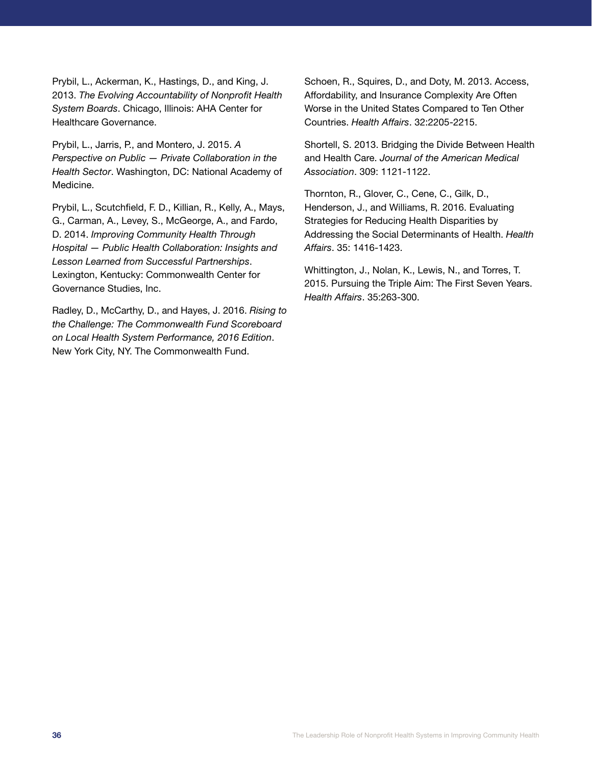Prybil, L., Ackerman, K., Hastings, D., and King, J. 2013. *The Evolving Accountability of Nonprofit Health System Boards*. Chicago, Illinois: AHA Center for Healthcare Governance.

Prybil, L., Jarris, P., and Montero, J. 2015. *A Perspective on Public — Private Collaboration in the Health Sector*. Washington, DC: National Academy of Medicine.

Prybil, L., Scutchfield, F. D., Killian, R., Kelly, A., Mays, G., Carman, A., Levey, S., McGeorge, A., and Fardo, D. 2014. *Improving Community Health Through Hospital — Public Health Collaboration: Insights and Lesson Learned from Successful Partnerships*. Lexington, Kentucky: Commonwealth Center for Governance Studies, Inc.

Radley, D., McCarthy, D., and Hayes, J. 2016. *Rising to the Challenge: The Commonwealth Fund Scoreboard on Local Health System Performance, 2016 Edition*. New York City, NY. The Commonwealth Fund.

Schoen, R., Squires, D., and Doty, M. 2013. Access, Affordability, and Insurance Complexity Are Often Worse in the United States Compared to Ten Other Countries. *Health Affairs*. 32:2205-2215.

Shortell, S. 2013. Bridging the Divide Between Health and Health Care. *Journal of the American Medical Association*. 309: 1121-1122.

Thornton, R., Glover, C., Cene, C., Gilk, D., Henderson, J., and Williams, R. 2016. Evaluating Strategies for Reducing Health Disparities by Addressing the Social Determinants of Health. *Health Affairs*. 35: 1416-1423.

Whittington, J., Nolan, K., Lewis, N., and Torres, T. 2015. Pursuing the Triple Aim: The First Seven Years. *Health Affairs*. 35:263-300.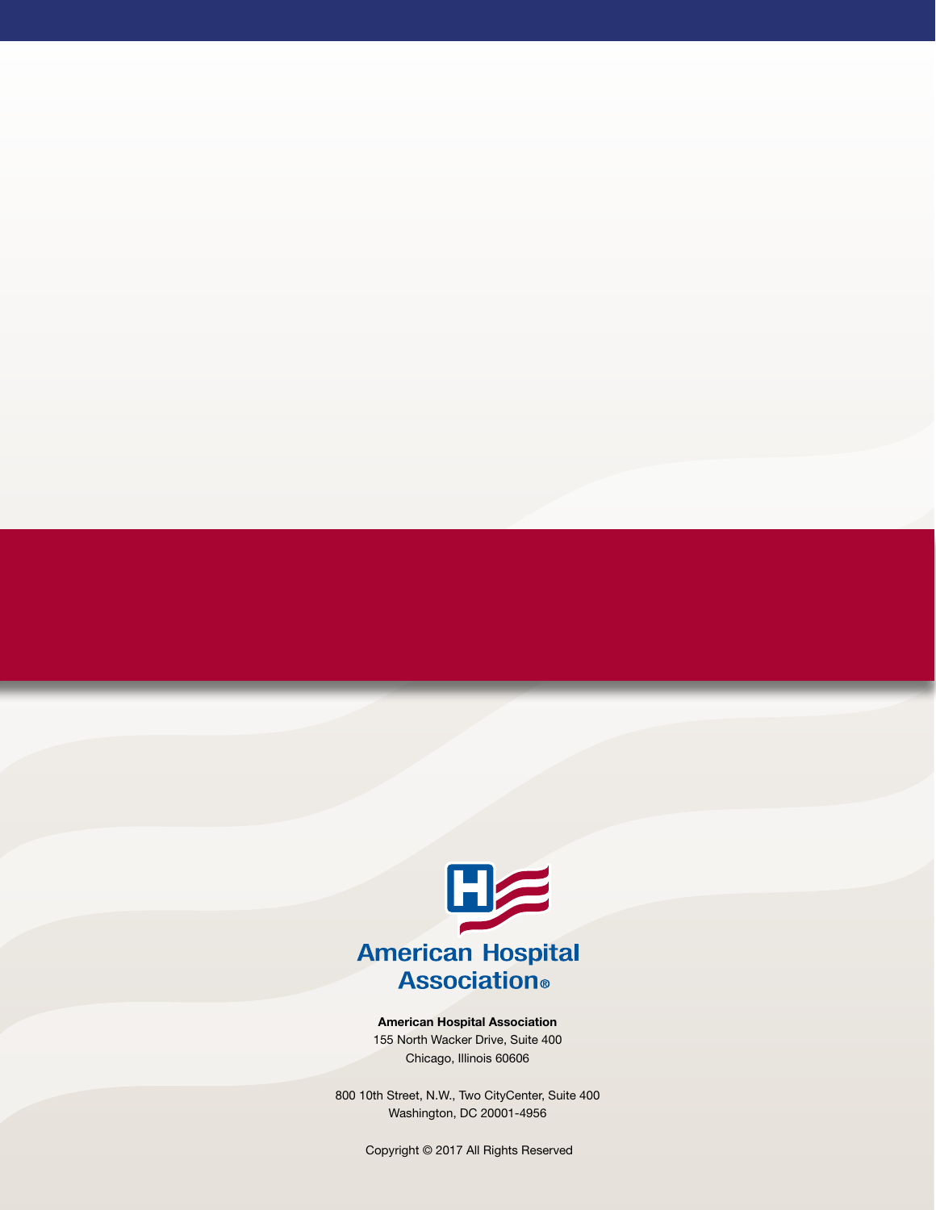American Hospital Association

**American Hospital Association**
155 North Wacker Drive, Suite 400
Chicago, Illinois 60606

800 10th Street, N.W., Two CityCenter, Suite 400
Washington, DC 20001-4956

Copyright © 2017 All Rights Reserved